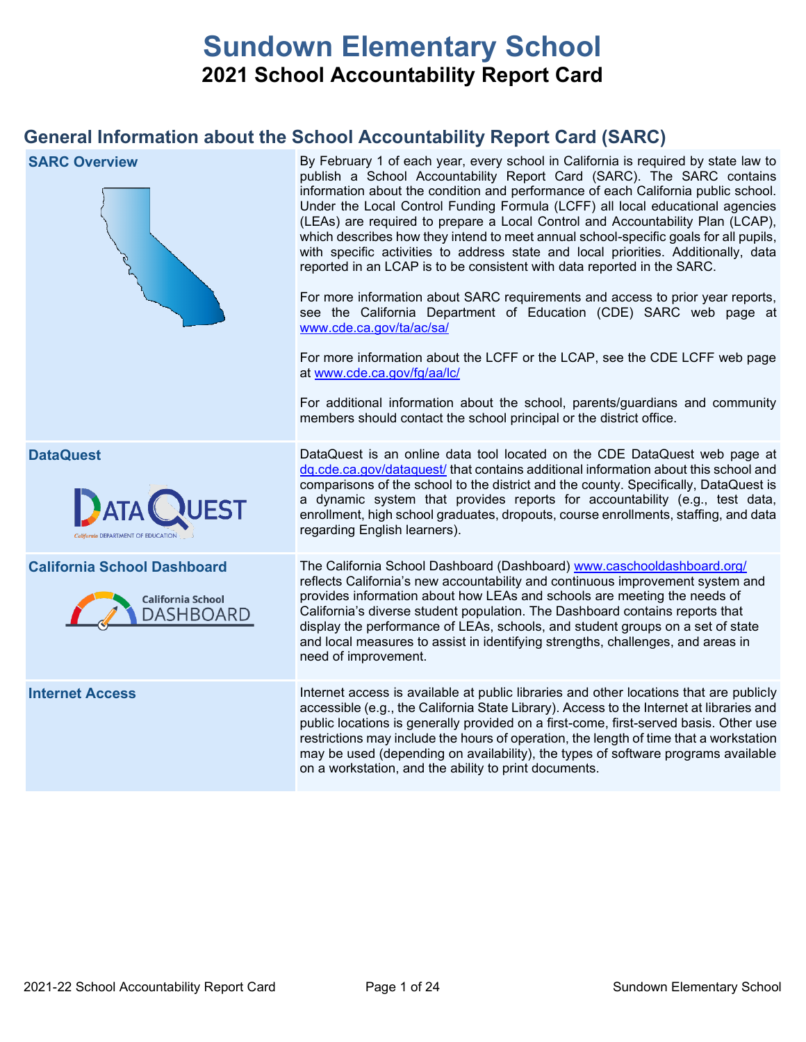# Sundown Elementary School

## 2021 School Accountability Report Card

## General Information about the School Accountability Report Card (SARC)

| SARC Overview | |
|---|---|
| **SARC Overview** | By February 1 of each year, every school in California is required by state law to publish a School Accountability Report Card (SARC). The SARC contains information about the condition and performance of each California public school. Under the Local Control Funding Formula (LCFF) all local educational agencies (LEAs) are required to prepare a Local Control and Accountability Plan (LCAP), which describes how they intend to meet annual school-specific goals for all pupils, with specific activities to address state and local priorities. Additionally, data reported in an LCAP is to be consistent with data reported in the SARC.<br><br>For more information about SARC requirements and access to prior year reports, see the California Department of Education (CDE) SARC web page at www.cde.ca.gov/ta/ac/sa/<br><br>For more information about the LCFF or the LCAP, see the CDE LCFF web page at www.cde.ca.gov/fg/aa/lc/<br><br>For additional information about the school, parents/guardians and community members should contact the school principal or the district office. |
| **DataQuest** | DataQuest is an online data tool located on the CDE DataQuest web page at dq.cde.ca.gov/dataquest/ that contains additional information about this school and comparisons of the school to the district and the county. Specifically, DataQuest is a dynamic system that provides reports for accountability (e.g., test data, enrollment, high school graduates, dropouts, course enrollments, staffing, and data regarding English learners). |
| **California School Dashboard** | The California School Dashboard (Dashboard) www.caschooldashboard.org/ reflects California's new accountability and continuous improvement system and provides information about how LEAs and schools are meeting the needs of California's diverse student population. The Dashboard contains reports that display the performance of LEAs, schools, and student groups on a set of state and local measures to assist in identifying strengths, challenges, and areas in need of improvement. |
| **Internet Access** | Internet access is available at public libraries and other locations that are publicly accessible (e.g., the California State Library). Access to the Internet at libraries and public locations is generally provided on a first-come, first-served basis. Other use restrictions may include the hours of operation, the length of time that a workstation may be used (depending on availability), the types of software programs available on a workstation, and the ability to print documents. |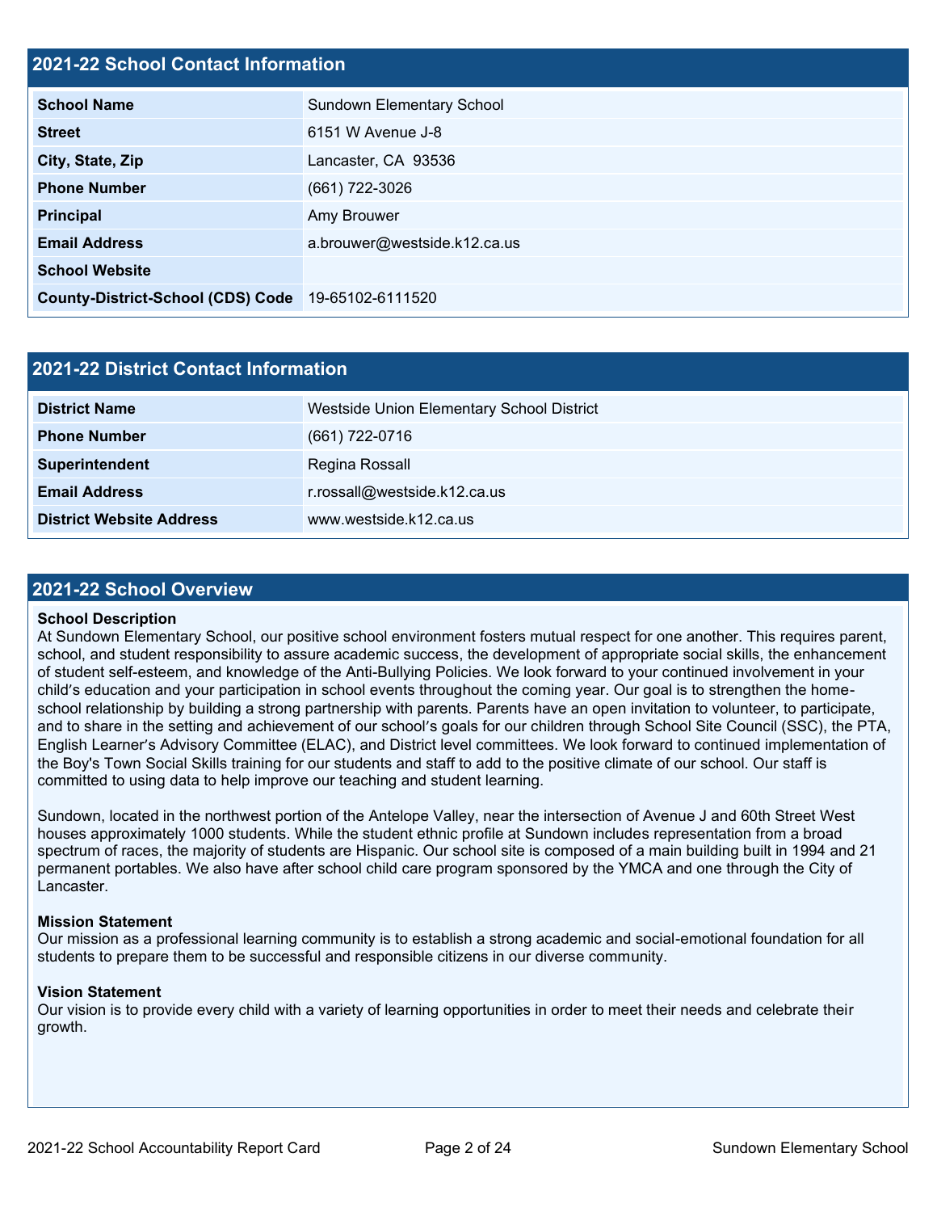## 2021-22 School Contact Information

| | |
|---|---|
| **School Name** | Sundown Elementary School |
| **Street** | 6151 W Avenue J-8 |
| **City, State, Zip** | Lancaster, CA 93536 |
| **Phone Number** | (661) 722-3026 |
| **Principal** | Amy Brouwer |
| **Email Address** | a.brouwer@westside.k12.ca.us |
| **School Website** | |
| **County-District-School (CDS) Code** | 19-65102-6111520 |

## 2021-22 District Contact Information

| | |
|---|---|
| **District Name** | Westside Union Elementary School District |
| **Phone Number** | (661) 722-0716 |
| **Superintendent** | Regina Rossall |
| **Email Address** | r.rossall@westside.k12.ca.us |
| **District Website Address** | www.westside.k12.ca.us |

## 2021-22 School Overview

**School Description**

At Sundown Elementary School, our positive school environment fosters mutual respect for one another. This requires parent, school, and student responsibility to assure academic success, the development of appropriate social skills, the enhancement of student self-esteem, and knowledge of the Anti-Bullying Policies. We look forward to your continued involvement in your child's education and your participation in school events throughout the coming year. Our goal is to strengthen the home-school relationship by building a strong partnership with parents. Parents have an open invitation to volunteer, to participate, and to share in the setting and achievement of our school's goals for our children through School Site Council (SSC), the PTA, English Learner's Advisory Committee (ELAC), and District level committees. We look forward to continued implementation of the Boy's Town Social Skills training for our students and staff to add to the positive climate of our school. Our staff is committed to using data to help improve our teaching and student learning.

Sundown, located in the northwest portion of the Antelope Valley, near the intersection of Avenue J and 60th Street West houses approximately 1000 students. While the student ethnic profile at Sundown includes representation from a broad spectrum of races, the majority of students are Hispanic. Our school site is composed of a main building built in 1994 and 21 permanent portables. We also have after school child care program sponsored by the YMCA and one through the City of Lancaster.

**Mission Statement**

Our mission as a professional learning community is to establish a strong academic and social-emotional foundation for all students to prepare them to be successful and responsible citizens in our diverse community.

**Vision Statement**

Our vision is to provide every child with a variety of learning opportunities in order to meet their needs and celebrate their growth.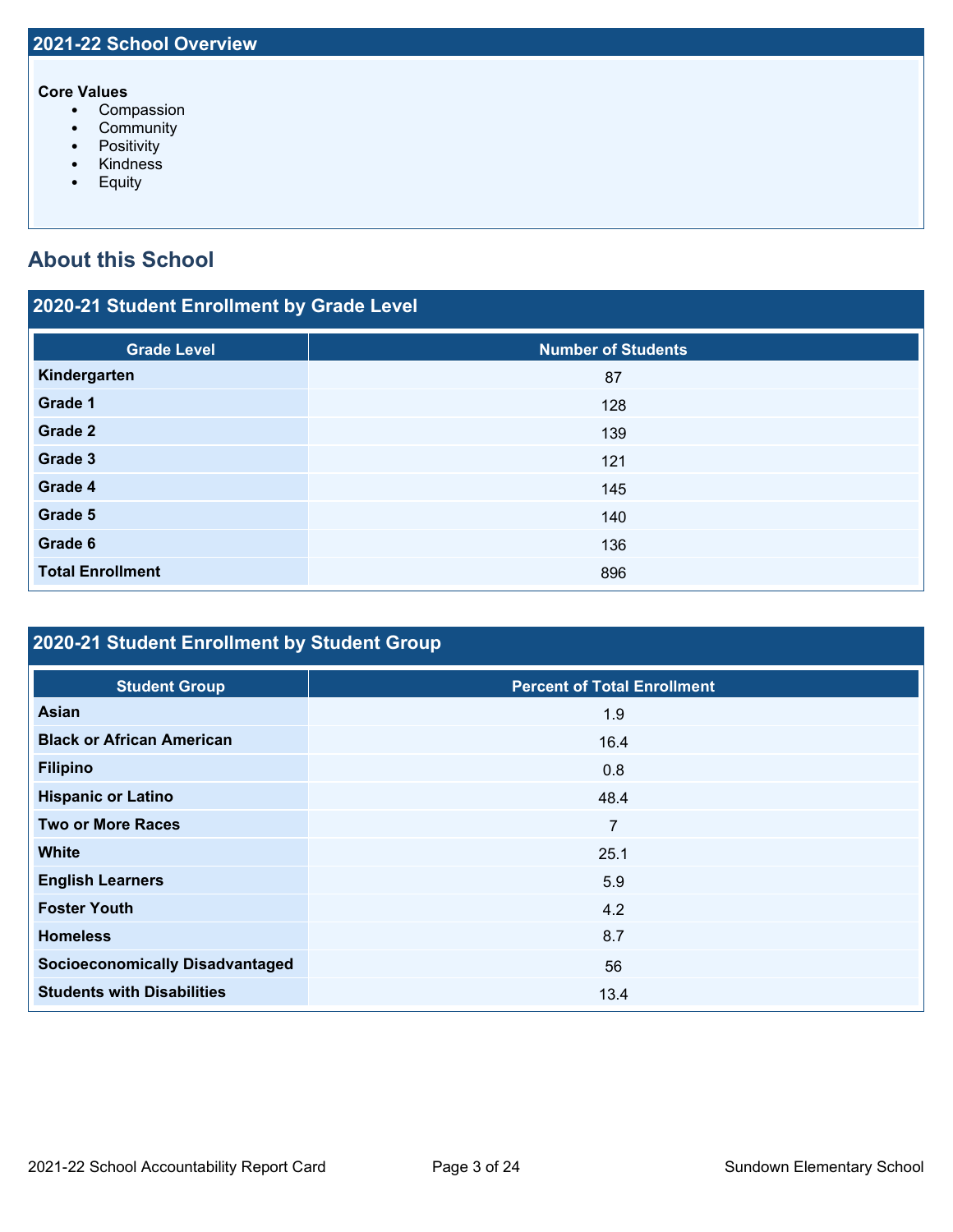## 2021-22 School Overview

**Core Values**

- Compassion
- Community
- Positivity
- Kindness
- Equity

# About this School

## 2020-21 Student Enrollment by Grade Level

| Grade Level | Number of Students |
|---|---|
| **Kindergarten** | 87 |
| **Grade 1** | 128 |
| **Grade 2** | 139 |
| **Grade 3** | 121 |
| **Grade 4** | 145 |
| **Grade 5** | 140 |
| **Grade 6** | 136 |
| **Total Enrollment** | 896 |

## 2020-21 Student Enrollment by Student Group

| Student Group | Percent of Total Enrollment |
|---|---|
| **Asian** | 1.9 |
| **Black or African American** | 16.4 |
| **Filipino** | 0.8 |
| **Hispanic or Latino** | 48.4 |
| **Two or More Races** | 7 |
| **White** | 25.1 |
| **English Learners** | 5.9 |
| **Foster Youth** | 4.2 |
| **Homeless** | 8.7 |
| **Socioeconomically Disadvantaged** | 56 |
| **Students with Disabilities** | 13.4 |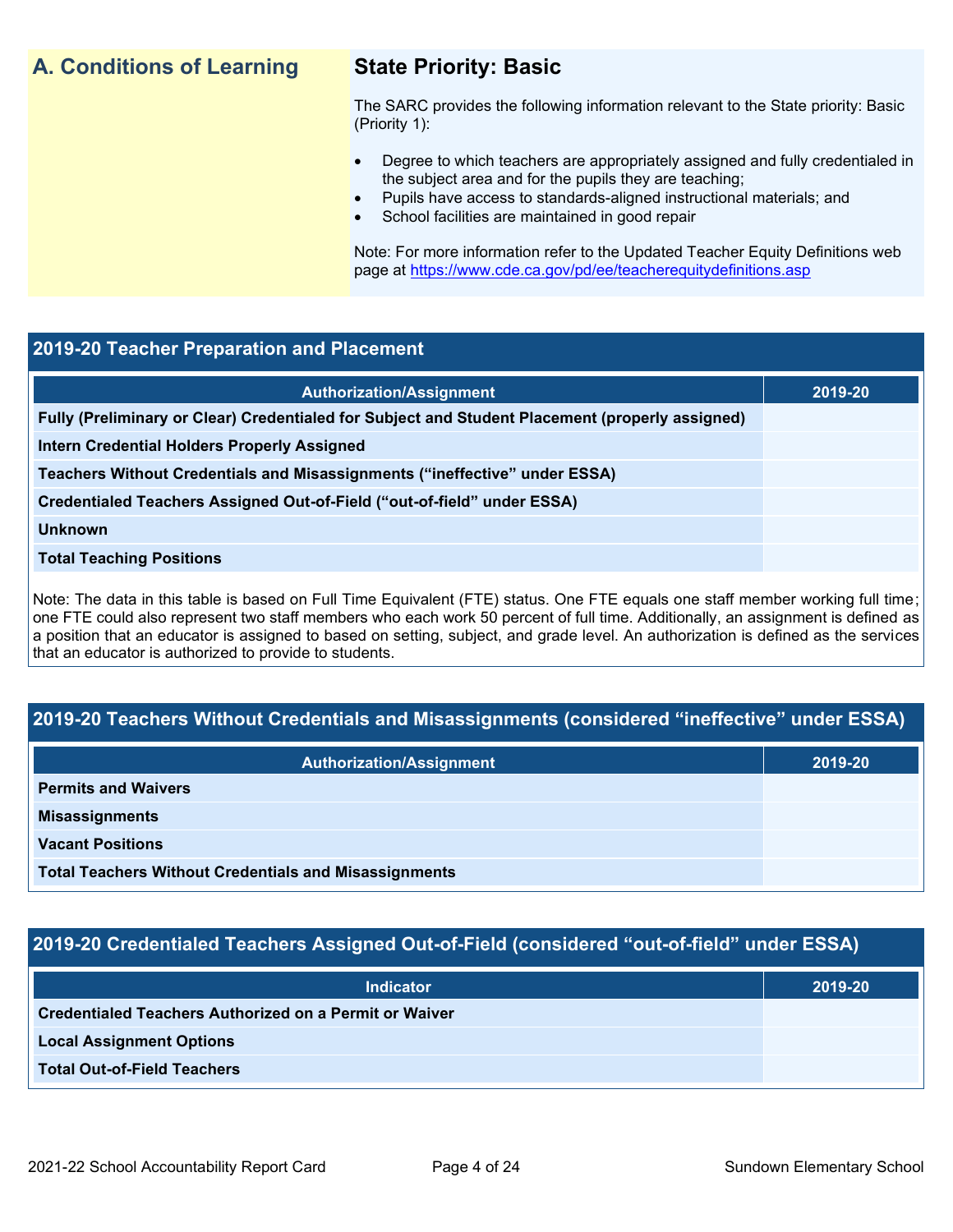## A. Conditions of Learning

### State Priority: Basic

The SARC provides the following information relevant to the State priority: Basic (Priority 1):

- Degree to which teachers are appropriately assigned and fully credentialed in the subject area and for the pupils they are teaching;
- Pupils have access to standards-aligned instructional materials; and
- School facilities are maintained in good repair

Note: For more information refer to the Updated Teacher Equity Definitions web page at https://www.cde.ca.gov/pd/ee/teacherequitydefinitions.asp

### 2019-20 Teacher Preparation and Placement

| Authorization/Assignment | 2019-20 |
| --- | --- |
| Fully (Preliminary or Clear) Credentialed for Subject and Student Placement (properly assigned) | |
| Intern Credential Holders Properly Assigned | |
| Teachers Without Credentials and Misassignments (“ineffective” under ESSA) | |
| Credentialed Teachers Assigned Out-of-Field (“out-of-field” under ESSA) | |
| Unknown | |
| Total Teaching Positions | |

Note: The data in this table is based on Full Time Equivalent (FTE) status. One FTE equals one staff member working full time; one FTE could also represent two staff members who each work 50 percent of full time. Additionally, an assignment is defined as a position that an educator is assigned to based on setting, subject, and grade level. An authorization is defined as the services that an educator is authorized to provide to students.

### 2019-20 Teachers Without Credentials and Misassignments (considered “ineffective” under ESSA)

| Authorization/Assignment | 2019-20 |
| --- | --- |
| Permits and Waivers | |
| Misassignments | |
| Vacant Positions | |
| Total Teachers Without Credentials and Misassignments | |

### 2019-20 Credentialed Teachers Assigned Out-of-Field (considered “out-of-field” under ESSA)

| Indicator | 2019-20 |
| --- | --- |
| Credentialed Teachers Authorized on a Permit or Waiver | |
| Local Assignment Options | |
| Total Out-of-Field Teachers | |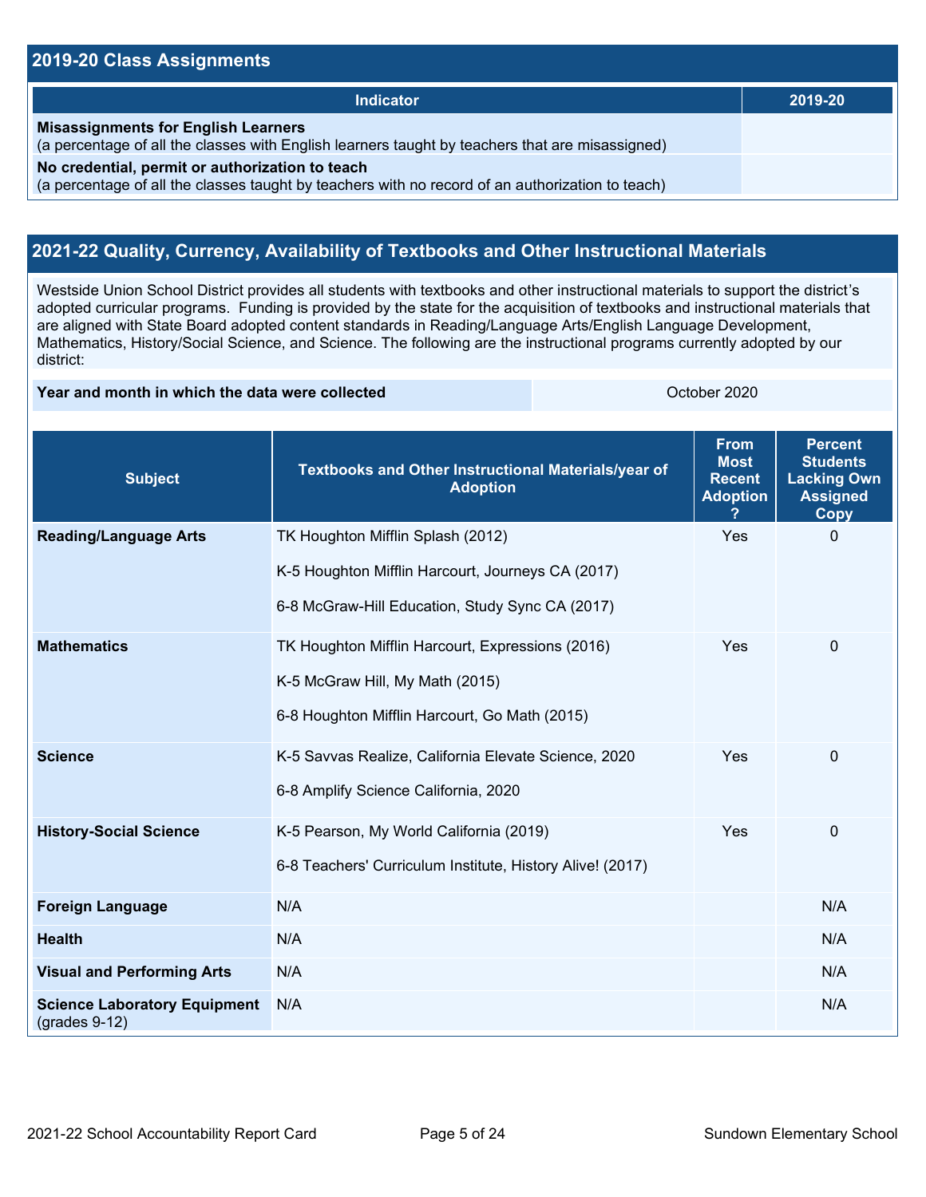## 2019-20 Class Assignments

| Indicator | 2019-20 |
| --- | --- |
| **Misassignments for English Learners**<br>(a percentage of all the classes with English learners taught by teachers that are misassigned) | |
| **No credential, permit or authorization to teach**<br>(a percentage of all the classes taught by teachers with no record of an authorization to teach) | |

## 2021-22 Quality, Currency, Availability of Textbooks and Other Instructional Materials

Westside Union School District provides all students with textbooks and other instructional materials to support the district's adopted curricular programs. Funding is provided by the state for the acquisition of textbooks and instructional materials that are aligned with State Board adopted content standards in Reading/Language Arts/English Language Development, Mathematics, History/Social Science, and Science. The following are the instructional programs currently adopted by our district:

| **Year and month in which the data were collected** | October 2020 |
| --- | --- |

| Subject | Textbooks and Other Instructional Materials/year of Adoption | From Most Recent Adoption ? | Percent Students Lacking Own Assigned Copy |
| --- | --- | --- | --- |
| **Reading/Language Arts** | TK Houghton Mifflin Splash (2012)<br>K-5 Houghton Mifflin Harcourt, Journeys CA (2017)<br>6-8 McGraw-Hill Education, Study Sync CA (2017) | Yes | 0 |
| **Mathematics** | TK Houghton Mifflin Harcourt, Expressions (2016)<br>K-5 McGraw Hill, My Math (2015)<br>6-8 Houghton Mifflin Harcourt, Go Math (2015) | Yes | 0 |
| **Science** | K-5 Savvas Realize, California Elevate Science, 2020<br>6-8 Amplify Science California, 2020 | Yes | 0 |
| **History-Social Science** | K-5 Pearson, My World California (2019)<br>6-8 Teachers' Curriculum Institute, History Alive! (2017) | Yes | 0 |
| **Foreign Language** | N/A | | N/A |
| **Health** | N/A | | N/A |
| **Visual and Performing Arts** | N/A | | N/A |
| **Science Laboratory Equipment** (grades 9-12) | N/A | | N/A |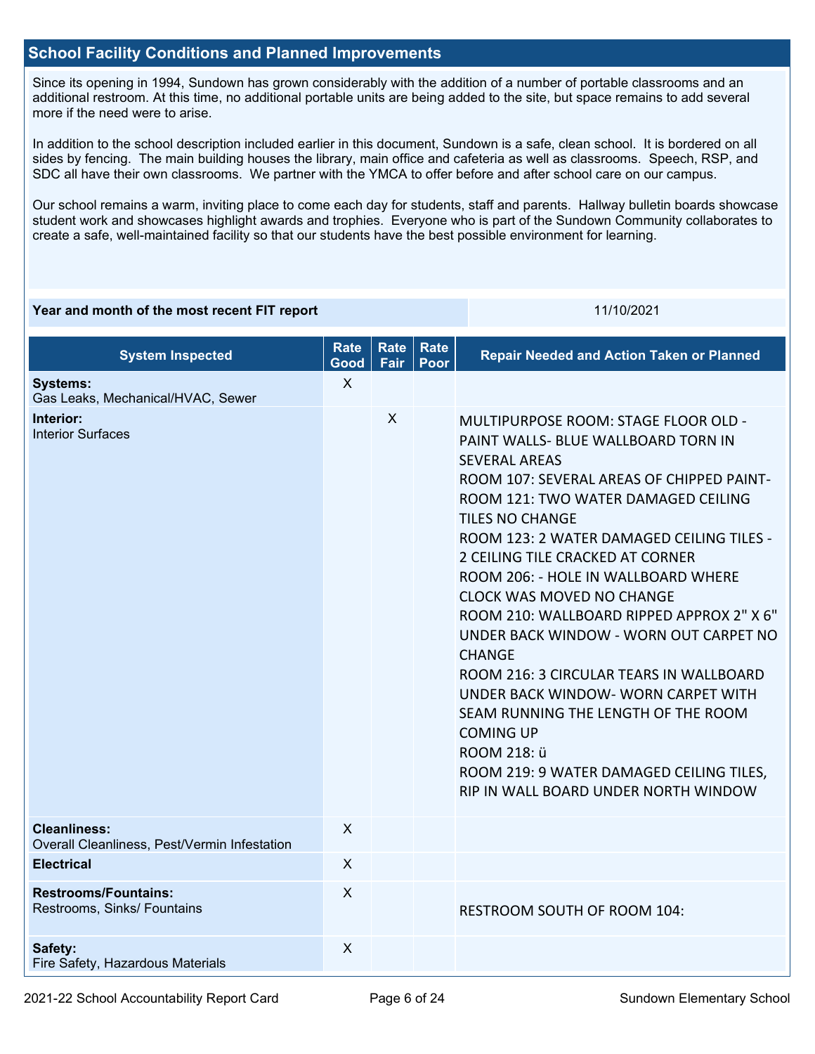## School Facility Conditions and Planned Improvements

Since its opening in 1994, Sundown has grown considerably with the addition of a number of portable classrooms and an additional restroom. At this time, no additional portable units are being added to the site, but space remains to add several more if the need were to arise.

In addition to the school description included earlier in this document, Sundown is a safe, clean school. It is bordered on all sides by fencing. The main building houses the library, main office and cafeteria as well as classrooms. Speech, RSP, and SDC all have their own classrooms. We partner with the YMCA to offer before and after school care on our campus.

Our school remains a warm, inviting place to come each day for students, staff and parents. Hallway bulletin boards showcase student work and showcases highlight awards and trophies. Everyone who is part of the Sundown Community collaborates to create a safe, well-maintained facility so that our students have the best possible environment for learning.

| Year and month of the most recent FIT report | 11/10/2021 |
|---|---|

| System Inspected | Rate Good | Rate Fair | Rate Poor | Repair Needed and Action Taken or Planned |
|---|---|---|---|---|
| **Systems:** Gas Leaks, Mechanical/HVAC, Sewer | X | | | |
| **Interior:** Interior Surfaces | | X | | MULTIPURPOSE ROOM: STAGE FLOOR OLD - PAINT WALLS- BLUE WALLBOARD TORN IN SEVERAL AREAS<br>ROOM 107: SEVERAL AREAS OF CHIPPED PAINT-<br>ROOM 121: TWO WATER DAMAGED CEILING TILES NO CHANGE<br>ROOM 123: 2 WATER DAMAGED CEILING TILES - 2 CEILING TILE CRACKED AT CORNER<br>ROOM 206: - HOLE IN WALLBOARD WHERE CLOCK WAS MOVED NO CHANGE<br>ROOM 210: WALLBOARD RIPPED APPROX 2" X 6" UNDER BACK WINDOW - WORN OUT CARPET NO CHANGE<br>ROOM 216: 3 CIRCULAR TEARS IN WALLBOARD UNDER BACK WINDOW- WORN CARPET WITH SEAM RUNNING THE LENGTH OF THE ROOM COMING UP<br>ROOM 218: ü<br>ROOM 219: 9 WATER DAMAGED CEILING TILES, RIP IN WALL BOARD UNDER NORTH WINDOW |
| **Cleanliness:** Overall Cleanliness, Pest/Vermin Infestation | X | | | |
| **Electrical** | X | | | |
| **Restrooms/Fountains:** Restrooms, Sinks/ Fountains | X | | | RESTROOM SOUTH OF ROOM 104: |
| **Safety:** Fire Safety, Hazardous Materials | X | | | |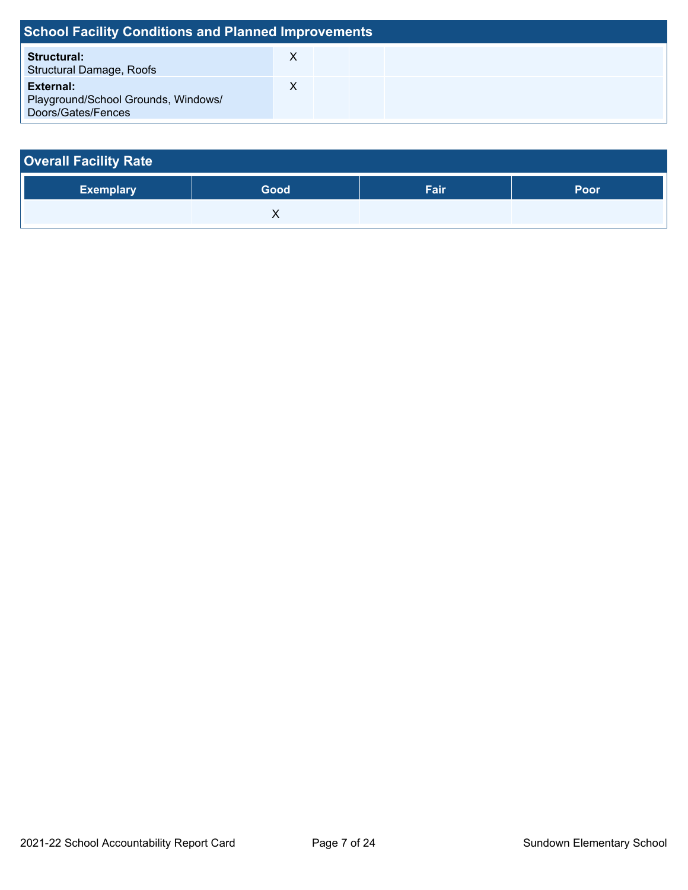## School Facility Conditions and Planned Improvements

| | | | | |
|---|---|---|---|---|
| **Structural:** Structural Damage, Roofs | X | | | |
| **External:** Playground/School Grounds, Windows/ Doors/Gates/Fences | X | | | |

## Overall Facility Rate

| Exemplary | Good | Fair | Poor |
|---|---|---|---|
| | X | | |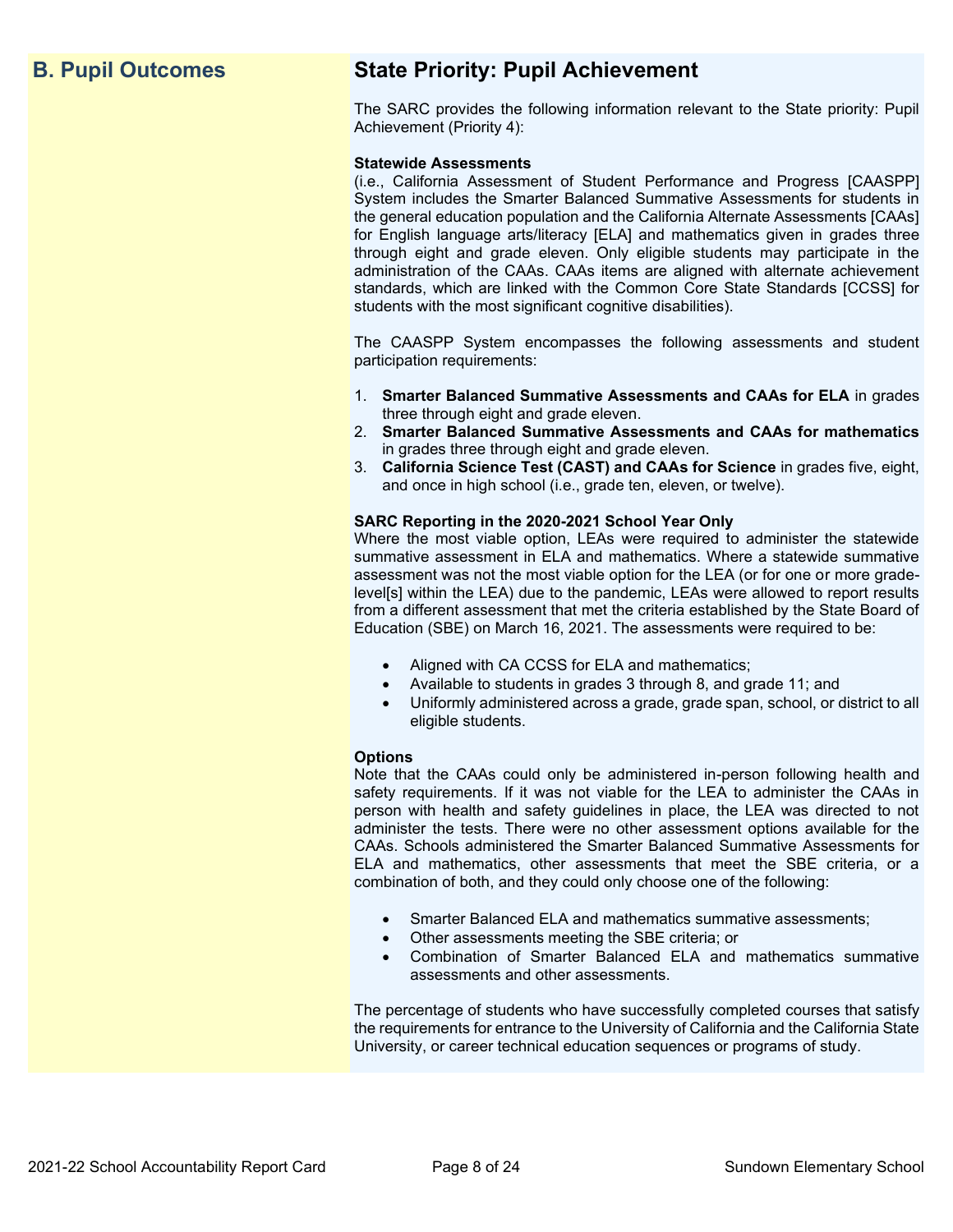## B. Pupil Outcomes

## State Priority: Pupil Achievement

The SARC provides the following information relevant to the State priority: Pupil Achievement (Priority 4):

**Statewide Assessments**
(i.e., California Assessment of Student Performance and Progress [CAASPP] System includes the Smarter Balanced Summative Assessments for students in the general education population and the California Alternate Assessments [CAAs] for English language arts/literacy [ELA] and mathematics given in grades three through eight and grade eleven. Only eligible students may participate in the administration of the CAAs. CAAs items are aligned with alternate achievement standards, which are linked with the Common Core State Standards [CCSS] for students with the most significant cognitive disabilities).

The CAASPP System encompasses the following assessments and student participation requirements:

1. **Smarter Balanced Summative Assessments and CAAs for ELA** in grades three through eight and grade eleven.
2. **Smarter Balanced Summative Assessments and CAAs for mathematics** in grades three through eight and grade eleven.
3. **California Science Test (CAST) and CAAs for Science** in grades five, eight, and once in high school (i.e., grade ten, eleven, or twelve).

**SARC Reporting in the 2020-2021 School Year Only**
Where the most viable option, LEAs were required to administer the statewide summative assessment in ELA and mathematics. Where a statewide summative assessment was not the most viable option for the LEA (or for one or more grade-level[s] within the LEA) due to the pandemic, LEAs were allowed to report results from a different assessment that met the criteria established by the State Board of Education (SBE) on March 16, 2021. The assessments were required to be:

- Aligned with CA CCSS for ELA and mathematics;
- Available to students in grades 3 through 8, and grade 11; and
- Uniformly administered across a grade, grade span, school, or district to all eligible students.

**Options**
Note that the CAAs could only be administered in-person following health and safety requirements. If it was not viable for the LEA to administer the CAAs in person with health and safety guidelines in place, the LEA was directed to not administer the tests. There were no other assessment options available for the CAAs. Schools administered the Smarter Balanced Summative Assessments for ELA and mathematics, other assessments that meet the SBE criteria, or a combination of both, and they could only choose one of the following:

- Smarter Balanced ELA and mathematics summative assessments;
- Other assessments meeting the SBE criteria; or
- Combination of Smarter Balanced ELA and mathematics summative assessments and other assessments.

The percentage of students who have successfully completed courses that satisfy the requirements for entrance to the University of California and the California State University, or career technical education sequences or programs of study.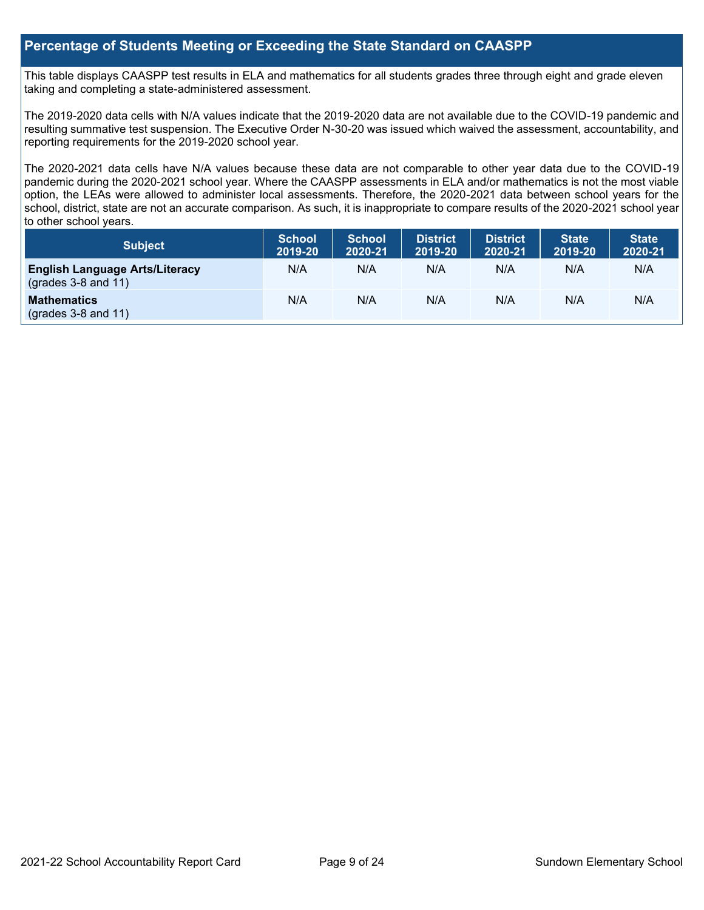## Percentage of Students Meeting or Exceeding the State Standard on CAASPP

This table displays CAASPP test results in ELA and mathematics for all students grades three through eight and grade eleven taking and completing a state-administered assessment.

The 2019-2020 data cells with N/A values indicate that the 2019-2020 data are not available due to the COVID-19 pandemic and resulting summative test suspension. The Executive Order N-30-20 was issued which waived the assessment, accountability, and reporting requirements for the 2019-2020 school year.

The 2020-2021 data cells have N/A values because these data are not comparable to other year data due to the COVID-19 pandemic during the 2020-2021 school year. Where the CAASPP assessments in ELA and/or mathematics is not the most viable option, the LEAs were allowed to administer local assessments. Therefore, the 2020-2021 data between school years for the school, district, state are not an accurate comparison. As such, it is inappropriate to compare results of the 2020-2021 school year to other school years.

| Subject | School 2019-20 | School 2020-21 | District 2019-20 | District 2020-21 | State 2019-20 | State 2020-21 |
|---|---|---|---|---|---|---|
| **English Language Arts/Literacy** (grades 3-8 and 11) | N/A | N/A | N/A | N/A | N/A | N/A |
| **Mathematics** (grades 3-8 and 11) | N/A | N/A | N/A | N/A | N/A | N/A |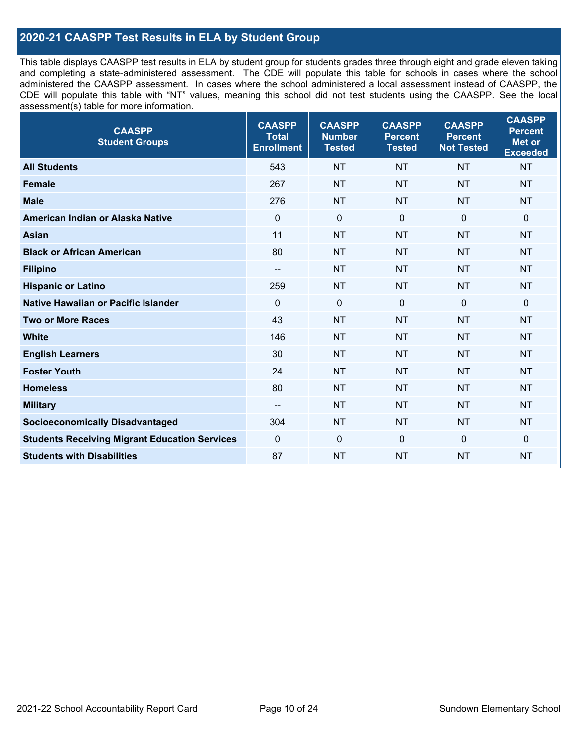## 2020-21 CAASPP Test Results in ELA by Student Group

This table displays CAASPP test results in ELA by student group for students grades three through eight and grade eleven taking and completing a state-administered assessment. The CDE will populate this table for schools in cases where the school administered the CAASPP assessment. In cases where the school administered a local assessment instead of CAASPP, the CDE will populate this table with "NT" values, meaning this school did not test students using the CAASPP. See the local assessment(s) table for more information.

| CAASPP Student Groups | CAASPP Total Enrollment | CAASPP Number Tested | CAASPP Percent Tested | CAASPP Percent Not Tested | CAASPP Percent Met or Exceeded |
|---|---|---|---|---|---|
| **All Students** | 543 | NT | NT | NT | NT |
| **Female** | 267 | NT | NT | NT | NT |
| **Male** | 276 | NT | NT | NT | NT |
| **American Indian or Alaska Native** | 0 | 0 | 0 | 0 | 0 |
| **Asian** | 11 | NT | NT | NT | NT |
| **Black or African American** | 80 | NT | NT | NT | NT |
| **Filipino** | -- | NT | NT | NT | NT |
| **Hispanic or Latino** | 259 | NT | NT | NT | NT |
| **Native Hawaiian or Pacific Islander** | 0 | 0 | 0 | 0 | 0 |
| **Two or More Races** | 43 | NT | NT | NT | NT |
| **White** | 146 | NT | NT | NT | NT |
| **English Learners** | 30 | NT | NT | NT | NT |
| **Foster Youth** | 24 | NT | NT | NT | NT |
| **Homeless** | 80 | NT | NT | NT | NT |
| **Military** | -- | NT | NT | NT | NT |
| **Socioeconomically Disadvantaged** | 304 | NT | NT | NT | NT |
| **Students Receiving Migrant Education Services** | 0 | 0 | 0 | 0 | 0 |
| **Students with Disabilities** | 87 | NT | NT | NT | NT |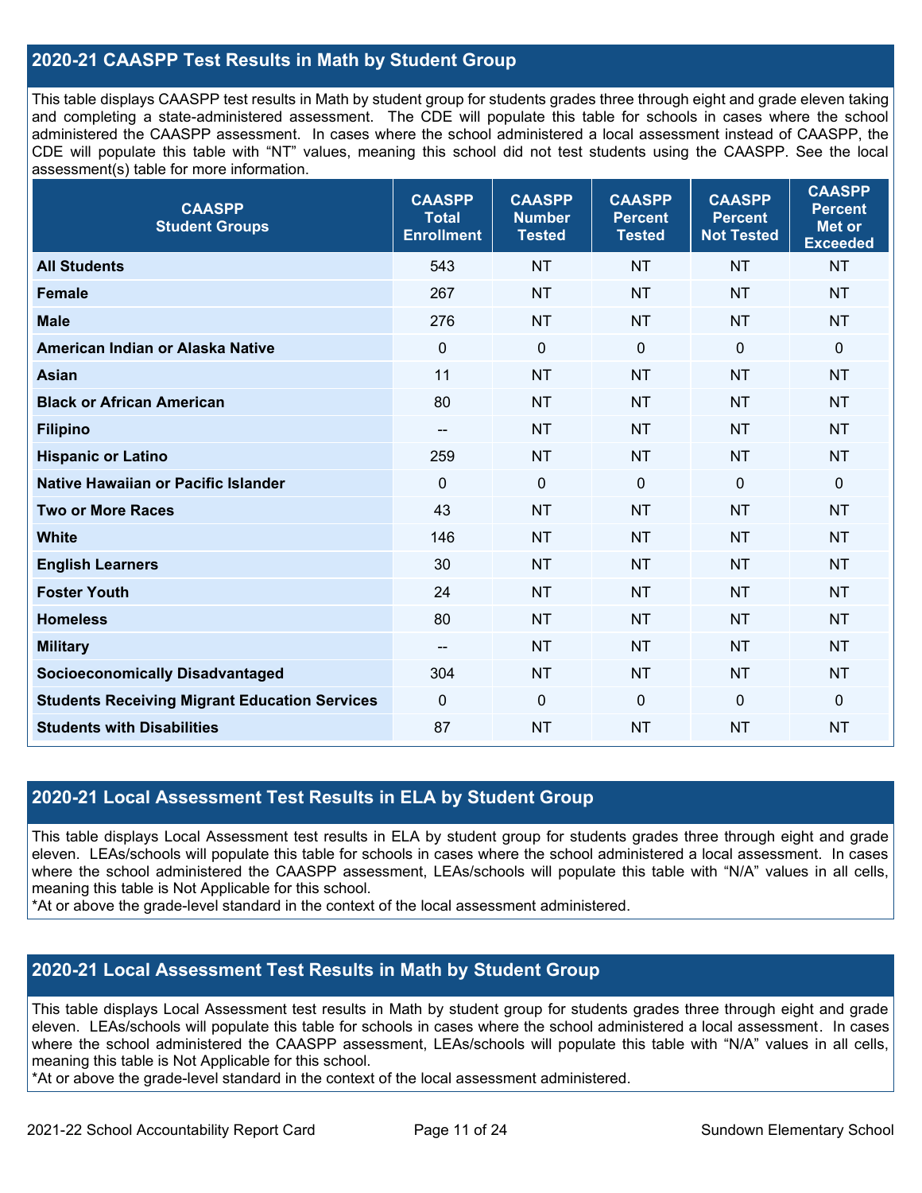## 2020-21 CAASPP Test Results in Math by Student Group

This table displays CAASPP test results in Math by student group for students grades three through eight and grade eleven taking and completing a state-administered assessment. The CDE will populate this table for schools in cases where the school administered the CAASPP assessment. In cases where the school administered a local assessment instead of CAASPP, the CDE will populate this table with "NT" values, meaning this school did not test students using the CAASPP. See the local assessment(s) table for more information.

| CAASPP Student Groups | CAASPP Total Enrollment | CAASPP Number Tested | CAASPP Percent Tested | CAASPP Percent Not Tested | CAASPP Percent Met or Exceeded |
|---|---|---|---|---|---|
| **All Students** | 543 | NT | NT | NT | NT |
| **Female** | 267 | NT | NT | NT | NT |
| **Male** | 276 | NT | NT | NT | NT |
| **American Indian or Alaska Native** | 0 | 0 | 0 | 0 | 0 |
| **Asian** | 11 | NT | NT | NT | NT |
| **Black or African American** | 80 | NT | NT | NT | NT |
| **Filipino** | -- | NT | NT | NT | NT |
| **Hispanic or Latino** | 259 | NT | NT | NT | NT |
| **Native Hawaiian or Pacific Islander** | 0 | 0 | 0 | 0 | 0 |
| **Two or More Races** | 43 | NT | NT | NT | NT |
| **White** | 146 | NT | NT | NT | NT |
| **English Learners** | 30 | NT | NT | NT | NT |
| **Foster Youth** | 24 | NT | NT | NT | NT |
| **Homeless** | 80 | NT | NT | NT | NT |
| **Military** | -- | NT | NT | NT | NT |
| **Socioeconomically Disadvantaged** | 304 | NT | NT | NT | NT |
| **Students Receiving Migrant Education Services** | 0 | 0 | 0 | 0 | 0 |
| **Students with Disabilities** | 87 | NT | NT | NT | NT |

## 2020-21 Local Assessment Test Results in ELA by Student Group

This table displays Local Assessment test results in ELA by student group for students grades three through eight and grade eleven. LEAs/schools will populate this table for schools in cases where the school administered a local assessment. In cases where the school administered the CAASPP assessment, LEAs/schools will populate this table with "N/A" values in all cells, meaning this table is Not Applicable for this school.
*At or above the grade-level standard in the context of the local assessment administered.

## 2020-21 Local Assessment Test Results in Math by Student Group

This table displays Local Assessment test results in Math by student group for students grades three through eight and grade eleven. LEAs/schools will populate this table for schools in cases where the school administered a local assessment. In cases where the school administered the CAASPP assessment, LEAs/schools will populate this table with "N/A" values in all cells, meaning this table is Not Applicable for this school.
*At or above the grade-level standard in the context of the local assessment administered.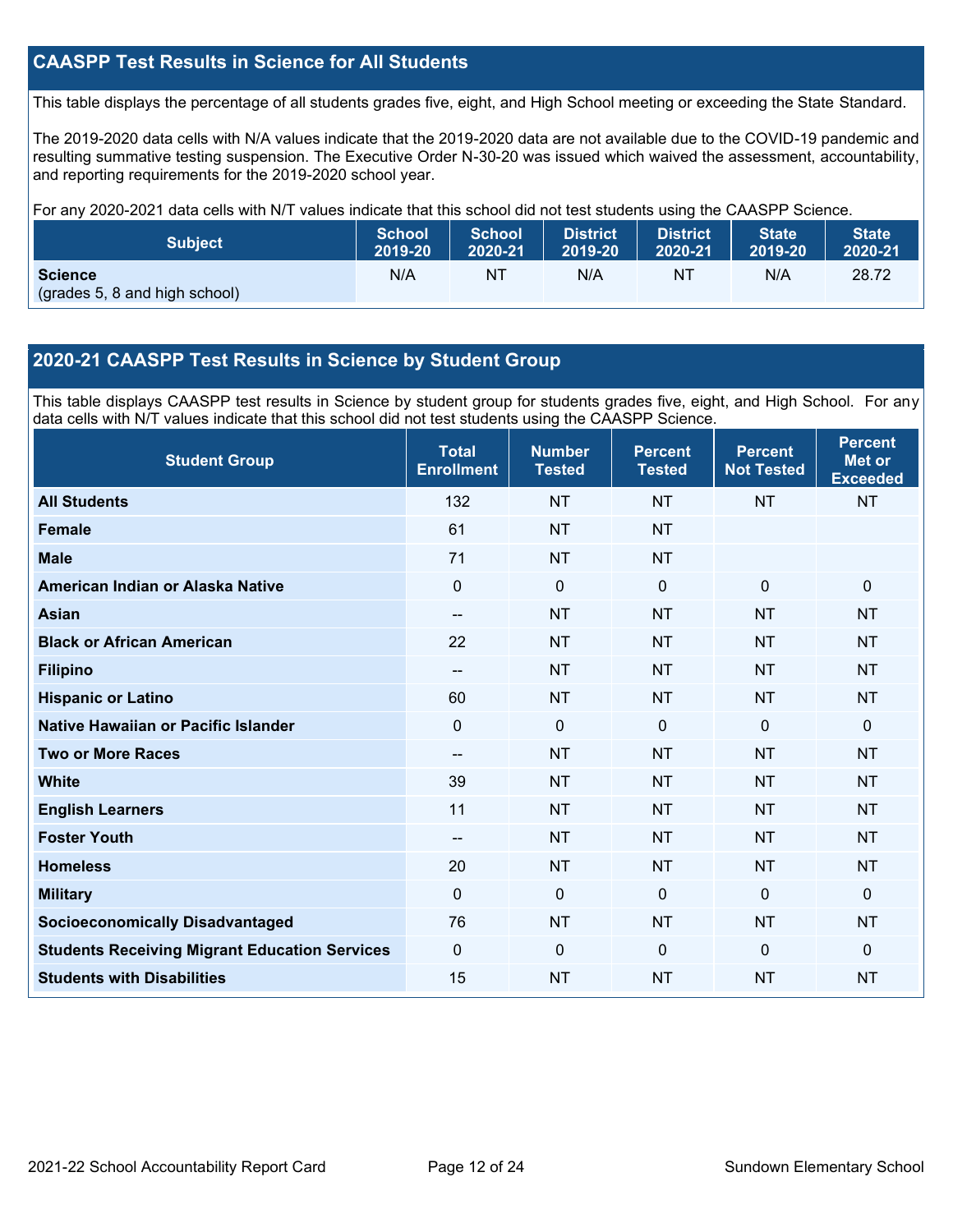## CAASPP Test Results in Science for All Students

This table displays the percentage of all students grades five, eight, and High School meeting or exceeding the State Standard.

The 2019-2020 data cells with N/A values indicate that the 2019-2020 data are not available due to the COVID-19 pandemic and resulting summative testing suspension. The Executive Order N-30-20 was issued which waived the assessment, accountability, and reporting requirements for the 2019-2020 school year.

For any 2020-2021 data cells with N/T values indicate that this school did not test students using the CAASPP Science.

| Subject | School 2019-20 | School 2020-21 | District 2019-20 | District 2020-21 | State 2019-20 | State 2020-21 |
|---|---|---|---|---|---|---|
| **Science** (grades 5, 8 and high school) | N/A | NT | N/A | NT | N/A | 28.72 |

## 2020-21 CAASPP Test Results in Science by Student Group

This table displays CAASPP test results in Science by student group for students grades five, eight, and High School. For any data cells with N/T values indicate that this school did not test students using the CAASPP Science.

| Student Group | Total Enrollment | Number Tested | Percent Tested | Percent Not Tested | Percent Met or Exceeded |
|---|---|---|---|---|---|
| **All Students** | 132 | NT | NT | NT | NT |
| **Female** | 61 | NT | NT | | |
| **Male** | 71 | NT | NT | | |
| **American Indian or Alaska Native** | 0 | 0 | 0 | 0 | 0 |
| **Asian** | -- | NT | NT | NT | NT |
| **Black or African American** | 22 | NT | NT | NT | NT |
| **Filipino** | -- | NT | NT | NT | NT |
| **Hispanic or Latino** | 60 | NT | NT | NT | NT |
| **Native Hawaiian or Pacific Islander** | 0 | 0 | 0 | 0 | 0 |
| **Two or More Races** | -- | NT | NT | NT | NT |
| **White** | 39 | NT | NT | NT | NT |
| **English Learners** | 11 | NT | NT | NT | NT |
| **Foster Youth** | -- | NT | NT | NT | NT |
| **Homeless** | 20 | NT | NT | NT | NT |
| **Military** | 0 | 0 | 0 | 0 | 0 |
| **Socioeconomically Disadvantaged** | 76 | NT | NT | NT | NT |
| **Students Receiving Migrant Education Services** | 0 | 0 | 0 | 0 | 0 |
| **Students with Disabilities** | 15 | NT | NT | NT | NT |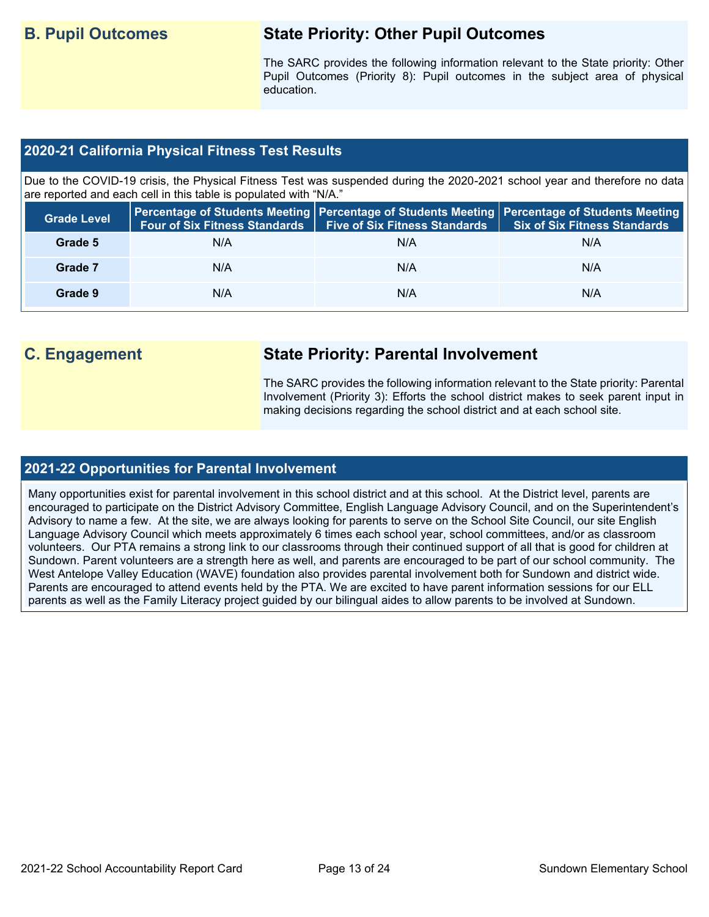## B. Pupil Outcomes

### State Priority: Other Pupil Outcomes

The SARC provides the following information relevant to the State priority: Other Pupil Outcomes (Priority 8): Pupil outcomes in the subject area of physical education.

### 2020-21 California Physical Fitness Test Results

Due to the COVID-19 crisis, the Physical Fitness Test was suspended during the 2020-2021 school year and therefore no data are reported and each cell in this table is populated with "N/A."

| Grade Level | Percentage of Students Meeting Four of Six Fitness Standards | Percentage of Students Meeting Five of Six Fitness Standards | Percentage of Students Meeting Six of Six Fitness Standards |
|---|---|---|---|
| Grade 5 | N/A | N/A | N/A |
| Grade 7 | N/A | N/A | N/A |
| Grade 9 | N/A | N/A | N/A |

## C. Engagement

### State Priority: Parental Involvement

The SARC provides the following information relevant to the State priority: Parental Involvement (Priority 3): Efforts the school district makes to seek parent input in making decisions regarding the school district and at each school site.

### 2021-22 Opportunities for Parental Involvement

Many opportunities exist for parental involvement in this school district and at this school. At the District level, parents are encouraged to participate on the District Advisory Committee, English Language Advisory Council, and on the Superintendent's Advisory to name a few. At the site, we are always looking for parents to serve on the School Site Council, our site English Language Advisory Council which meets approximately 6 times each school year, school committees, and/or as classroom volunteers. Our PTA remains a strong link to our classrooms through their continued support of all that is good for children at Sundown. Parent volunteers are a strength here as well, and parents are encouraged to be part of our school community. The West Antelope Valley Education (WAVE) foundation also provides parental involvement both for Sundown and district wide. Parents are encouraged to attend events held by the PTA. We are excited to have parent information sessions for our ELL parents as well as the Family Literacy project guided by our bilingual aides to allow parents to be involved at Sundown.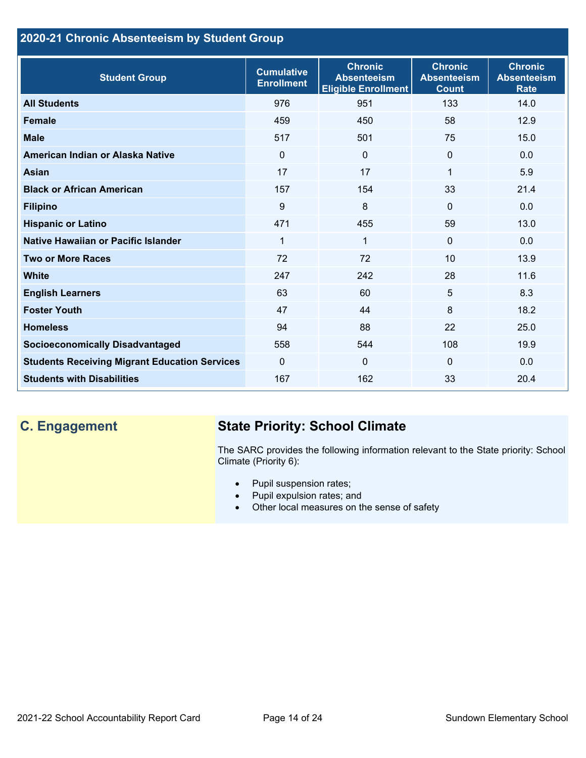## 2020-21 Chronic Absenteeism by Student Group

| Student Group | Cumulative Enrollment | Chronic Absenteeism Eligible Enrollment | Chronic Absenteeism Count | Chronic Absenteeism Rate |
|---|---|---|---|---|
| **All Students** | 976 | 951 | 133 | 14.0 |
| **Female** | 459 | 450 | 58 | 12.9 |
| **Male** | 517 | 501 | 75 | 15.0 |
| **American Indian or Alaska Native** | 0 | 0 | 0 | 0.0 |
| **Asian** | 17 | 17 | 1 | 5.9 |
| **Black or African American** | 157 | 154 | 33 | 21.4 |
| **Filipino** | 9 | 8 | 0 | 0.0 |
| **Hispanic or Latino** | 471 | 455 | 59 | 13.0 |
| **Native Hawaiian or Pacific Islander** | 1 | 1 | 0 | 0.0 |
| **Two or More Races** | 72 | 72 | 10 | 13.9 |
| **White** | 247 | 242 | 28 | 11.6 |
| **English Learners** | 63 | 60 | 5 | 8.3 |
| **Foster Youth** | 47 | 44 | 8 | 18.2 |
| **Homeless** | 94 | 88 | 22 | 25.0 |
| **Socioeconomically Disadvantaged** | 558 | 544 | 108 | 19.9 |
| **Students Receiving Migrant Education Services** | 0 | 0 | 0 | 0.0 |
| **Students with Disabilities** | 167 | 162 | 33 | 20.4 |

## C. Engagement

### State Priority: School Climate

The SARC provides the following information relevant to the State priority: School Climate (Priority 6):

- Pupil suspension rates;
- Pupil expulsion rates; and
- Other local measures on the sense of safety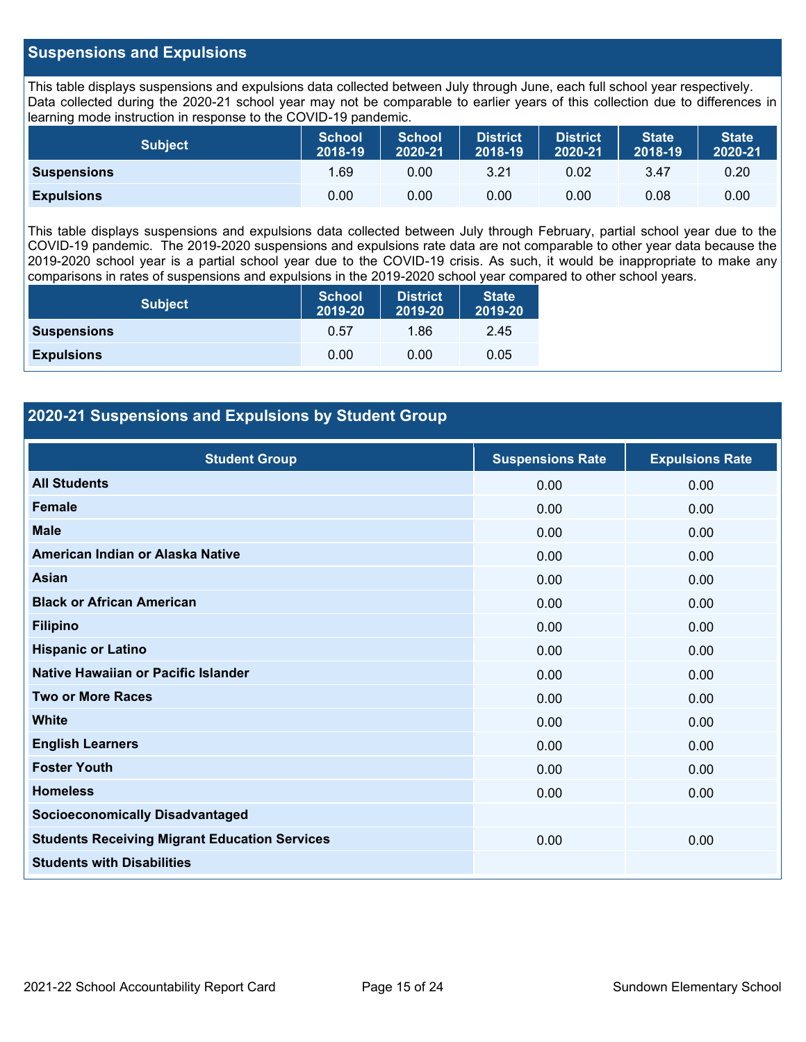## Suspensions and Expulsions

This table displays suspensions and expulsions data collected between July through June, each full school year respectively. Data collected during the 2020-21 school year may not be comparable to earlier years of this collection due to differences in learning mode instruction in response to the COVID-19 pandemic.

| Subject | School 2018-19 | School 2020-21 | District 2018-19 | District 2020-21 | State 2018-19 | State 2020-21 |
|---|---|---|---|---|---|---|
| **Suspensions** | 1.69 | 0.00 | 3.21 | 0.02 | 3.47 | 0.20 |
| **Expulsions** | 0.00 | 0.00 | 0.00 | 0.00 | 0.08 | 0.00 |

This table displays suspensions and expulsions data collected between July through February, partial school year due to the COVID-19 pandemic. The 2019-2020 suspensions and expulsions rate data are not comparable to other year data because the 2019-2020 school year is a partial school year due to the COVID-19 crisis. As such, it would be inappropriate to make any comparisons in rates of suspensions and expulsions in the 2019-2020 school year compared to other school years.

| Subject | School 2019-20 | District 2019-20 | State 2019-20 |
|---|---|---|---|
| **Suspensions** | 0.57 | 1.86 | 2.45 |
| **Expulsions** | 0.00 | 0.00 | 0.05 |

## 2020-21 Suspensions and Expulsions by Student Group

| Student Group | Suspensions Rate | Expulsions Rate |
|---|---|---|
| **All Students** | 0.00 | 0.00 |
| **Female** | 0.00 | 0.00 |
| **Male** | 0.00 | 0.00 |
| **American Indian or Alaska Native** | 0.00 | 0.00 |
| **Asian** | 0.00 | 0.00 |
| **Black or African American** | 0.00 | 0.00 |
| **Filipino** | 0.00 | 0.00 |
| **Hispanic or Latino** | 0.00 | 0.00 |
| **Native Hawaiian or Pacific Islander** | 0.00 | 0.00 |
| **Two or More Races** | 0.00 | 0.00 |
| **White** | 0.00 | 0.00 |
| **English Learners** | 0.00 | 0.00 |
| **Foster Youth** | 0.00 | 0.00 |
| **Homeless** | 0.00 | 0.00 |
| **Socioeconomically Disadvantaged** | | |
| **Students Receiving Migrant Education Services** | 0.00 | 0.00 |
| **Students with Disabilities** | | |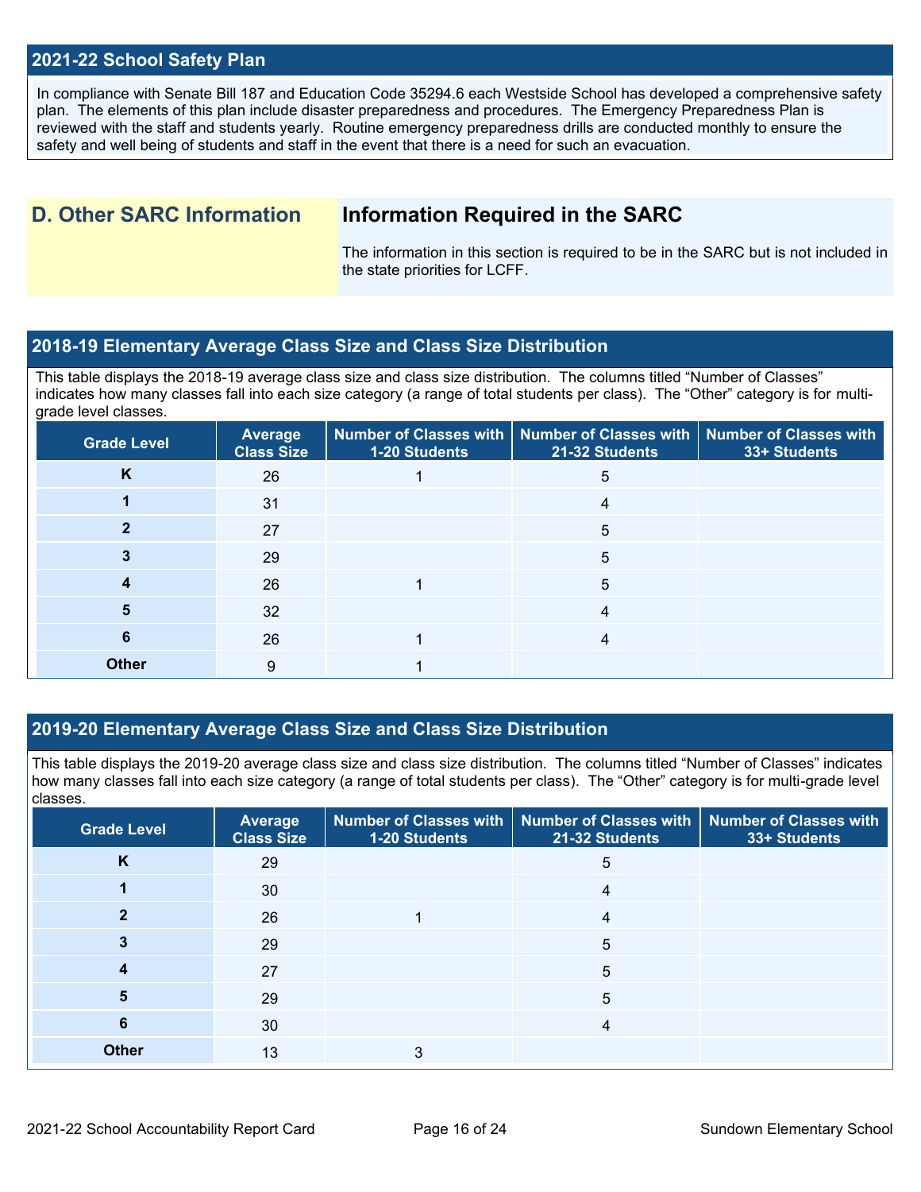## 2021-22 School Safety Plan

In compliance with Senate Bill 187 and Education Code 35294.6 each Westside School has developed a comprehensive safety plan. The elements of this plan include disaster preparedness and procedures. The Emergency Preparedness Plan is reviewed with the staff and students yearly. Routine emergency preparedness drills are conducted monthly to ensure the safety and well being of students and staff in the event that there is a need for such an evacuation.

# D. Other SARC Information

## Information Required in the SARC

The information in this section is required to be in the SARC but is not included in the state priorities for LCFF.

## 2018-19 Elementary Average Class Size and Class Size Distribution

This table displays the 2018-19 average class size and class size distribution. The columns titled "Number of Classes" indicates how many classes fall into each size category (a range of total students per class). The "Other" category is for multi-grade level classes.

| Grade Level | Average Class Size | Number of Classes with 1-20 Students | Number of Classes with 21-32 Students | Number of Classes with 33+ Students |
|---|---|---|---|---|
| K | 26 | 1 | 5 | |
| 1 | 31 | | 4 | |
| 2 | 27 | | 5 | |
| 3 | 29 | | 5 | |
| 4 | 26 | 1 | 5 | |
| 5 | 32 | | 4 | |
| 6 | 26 | 1 | 4 | |
| Other | 9 | 1 | | |

## 2019-20 Elementary Average Class Size and Class Size Distribution

This table displays the 2019-20 average class size and class size distribution. The columns titled "Number of Classes" indicates how many classes fall into each size category (a range of total students per class). The "Other" category is for multi-grade level classes.

| Grade Level | Average Class Size | Number of Classes with 1-20 Students | Number of Classes with 21-32 Students | Number of Classes with 33+ Students |
|---|---|---|---|---|
| K | 29 | | 5 | |
| 1 | 30 | | 4 | |
| 2 | 26 | 1 | 4 | |
| 3 | 29 | | 5 | |
| 4 | 27 | | 5 | |
| 5 | 29 | | 5 | |
| 6 | 30 | | 4 | |
| Other | 13 | 3 | | |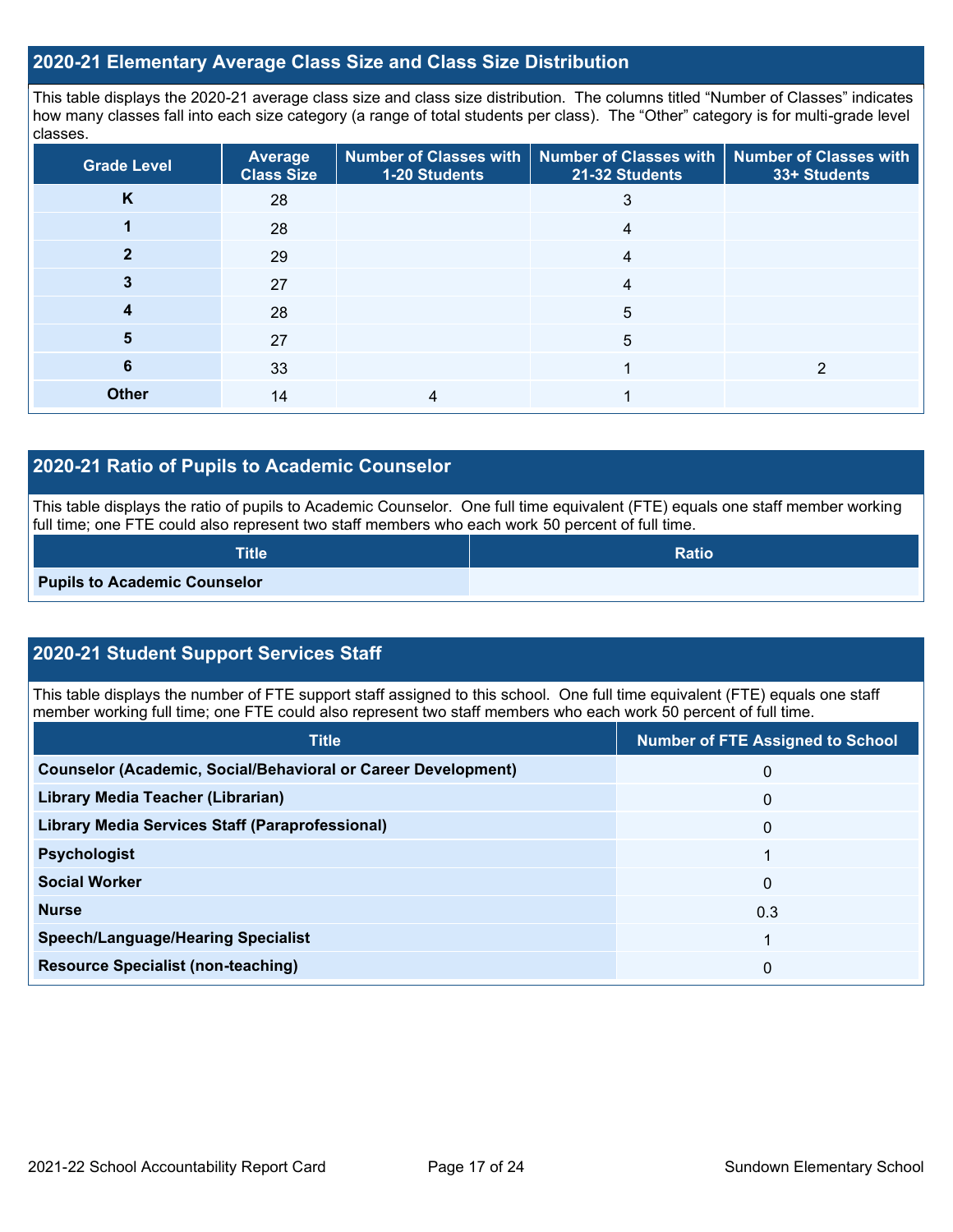## 2020-21 Elementary Average Class Size and Class Size Distribution

This table displays the 2020-21 average class size and class size distribution. The columns titled "Number of Classes" indicates how many classes fall into each size category (a range of total students per class). The "Other" category is for multi-grade level classes.

| Grade Level | Average Class Size | Number of Classes with 1-20 Students | Number of Classes with 21-32 Students | Number of Classes with 33+ Students |
|---|---|---|---|---|
| K | 28 | | 3 | |
| 1 | 28 | | 4 | |
| 2 | 29 | | 4 | |
| 3 | 27 | | 4 | |
| 4 | 28 | | 5 | |
| 5 | 27 | | 5 | |
| 6 | 33 | | 1 | 2 |
| Other | 14 | 4 | 1 | |

## 2020-21 Ratio of Pupils to Academic Counselor

This table displays the ratio of pupils to Academic Counselor. One full time equivalent (FTE) equals one staff member working full time; one FTE could also represent two staff members who each work 50 percent of full time.

| Title | Ratio |
|---|---|
| Pupils to Academic Counselor | |

## 2020-21 Student Support Services Staff

This table displays the number of FTE support staff assigned to this school. One full time equivalent (FTE) equals one staff member working full time; one FTE could also represent two staff members who each work 50 percent of full time.

| Title | Number of FTE Assigned to School |
|---|---|
| Counselor (Academic, Social/Behavioral or Career Development) | 0 |
| Library Media Teacher (Librarian) | 0 |
| Library Media Services Staff (Paraprofessional) | 0 |
| Psychologist | 1 |
| Social Worker | 0 |
| Nurse | 0.3 |
| Speech/Language/Hearing Specialist | 1 |
| Resource Specialist (non-teaching) | 0 |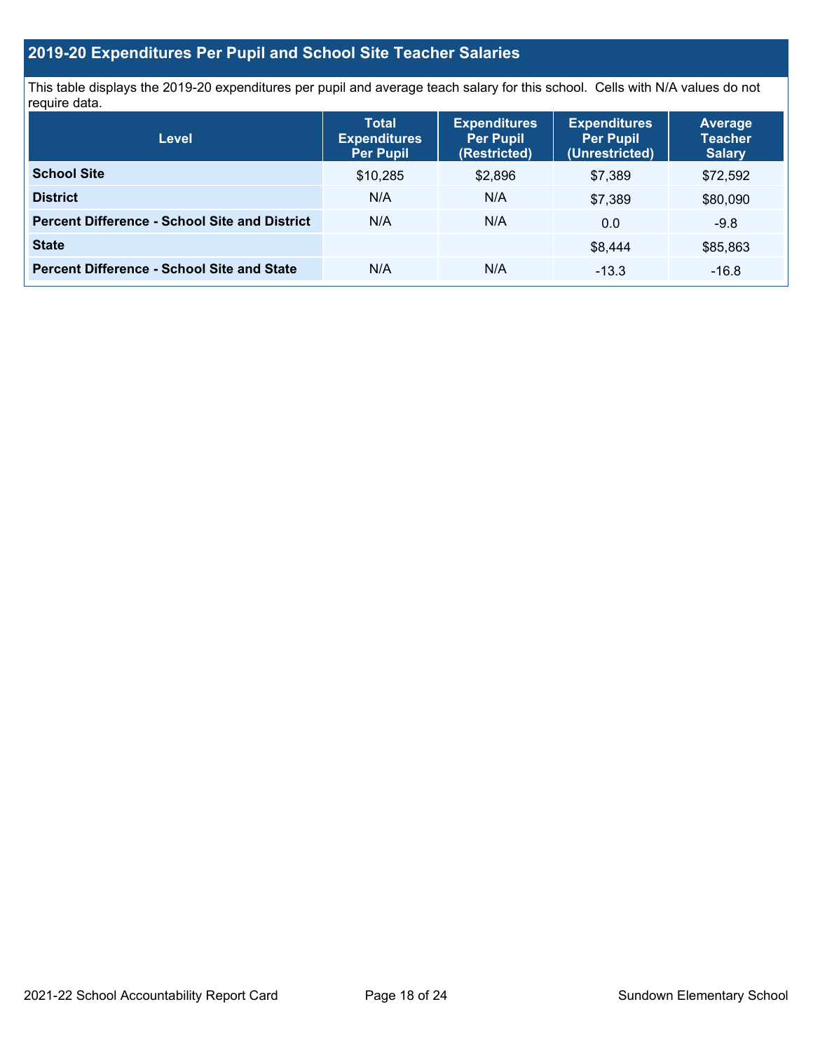## 2019-20 Expenditures Per Pupil and School Site Teacher Salaries

This table displays the 2019-20 expenditures per pupil and average teach salary for this school. Cells with N/A values do not require data.

| Level | Total Expenditures Per Pupil | Expenditures Per Pupil (Restricted) | Expenditures Per Pupil (Unrestricted) | Average Teacher Salary |
|---|---|---|---|---|
| **School Site** | $10,285 | $2,896 | $7,389 | $72,592 |
| **District** | N/A | N/A | $7,389 | $80,090 |
| **Percent Difference - School Site and District** | N/A | N/A | 0.0 | -9.8 |
| **State** | | | $8,444 | $85,863 |
| **Percent Difference - School Site and State** | N/A | N/A | -13.3 | -16.8 |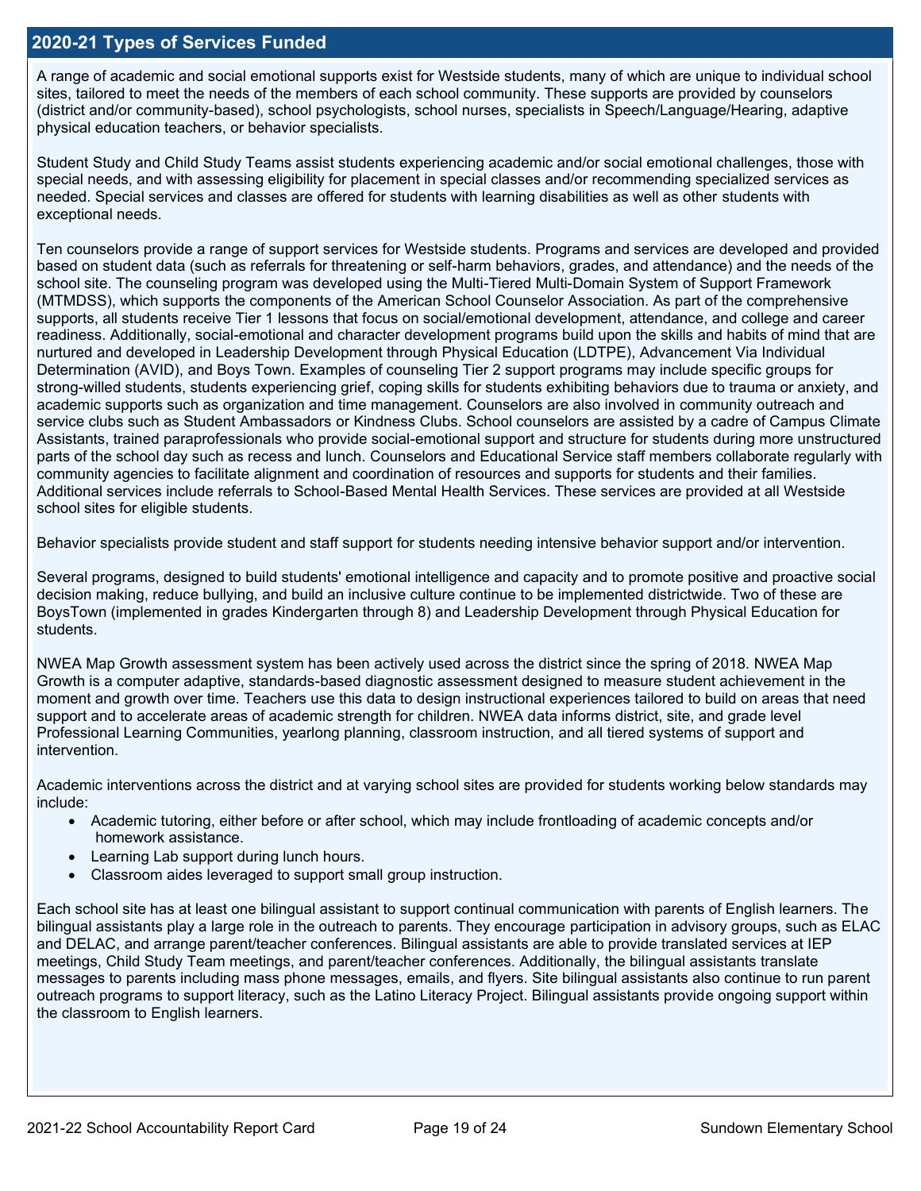## 2020-21 Types of Services Funded

A range of academic and social emotional supports exist for Westside students, many of which are unique to individual school sites, tailored to meet the needs of the members of each school community. These supports are provided by counselors (district and/or community-based), school psychologists, school nurses, specialists in Speech/Language/Hearing, adaptive physical education teachers, or behavior specialists.

Student Study and Child Study Teams assist students experiencing academic and/or social emotional challenges, those with special needs, and with assessing eligibility for placement in special classes and/or recommending specialized services as needed. Special services and classes are offered for students with learning disabilities as well as other students with exceptional needs.

Ten counselors provide a range of support services for Westside students. Programs and services are developed and provided based on student data (such as referrals for threatening or self-harm behaviors, grades, and attendance) and the needs of the school site. The counseling program was developed using the Multi-Tiered Multi-Domain System of Support Framework (MTMDSS), which supports the components of the American School Counselor Association. As part of the comprehensive supports, all students receive Tier 1 lessons that focus on social/emotional development, attendance, and college and career readiness. Additionally, social-emotional and character development programs build upon the skills and habits of mind that are nurtured and developed in Leadership Development through Physical Education (LDTPE), Advancement Via Individual Determination (AVID), and Boys Town. Examples of counseling Tier 2 support programs may include specific groups for strong-willed students, students experiencing grief, coping skills for students exhibiting behaviors due to trauma or anxiety, and academic supports such as organization and time management. Counselors are also involved in community outreach and service clubs such as Student Ambassadors or Kindness Clubs. School counselors are assisted by a cadre of Campus Climate Assistants, trained paraprofessionals who provide social-emotional support and structure for students during more unstructured parts of the school day such as recess and lunch. Counselors and Educational Service staff members collaborate regularly with community agencies to facilitate alignment and coordination of resources and supports for students and their families. Additional services include referrals to School-Based Mental Health Services. These services are provided at all Westside school sites for eligible students.

Behavior specialists provide student and staff support for students needing intensive behavior support and/or intervention.

Several programs, designed to build students' emotional intelligence and capacity and to promote positive and proactive social decision making, reduce bullying, and build an inclusive culture continue to be implemented districtwide. Two of these are BoysTown (implemented in grades Kindergarten through 8) and Leadership Development through Physical Education for students.

NWEA Map Growth assessment system has been actively used across the district since the spring of 2018. NWEA Map Growth is a computer adaptive, standards-based diagnostic assessment designed to measure student achievement in the moment and growth over time. Teachers use this data to design instructional experiences tailored to build on areas that need support and to accelerate areas of academic strength for children. NWEA data informs district, site, and grade level Professional Learning Communities, yearlong planning, classroom instruction, and all tiered systems of support and intervention.

Academic interventions across the district and at varying school sites are provided for students working below standards may include:

- Academic tutoring, either before or after school, which may include frontloading of academic concepts and/or homework assistance.
- Learning Lab support during lunch hours.
- Classroom aides leveraged to support small group instruction.

Each school site has at least one bilingual assistant to support continual communication with parents of English learners. The bilingual assistants play a large role in the outreach to parents. They encourage participation in advisory groups, such as ELAC and DELAC, and arrange parent/teacher conferences. Bilingual assistants are able to provide translated services at IEP meetings, Child Study Team meetings, and parent/teacher conferences. Additionally, the bilingual assistants translate messages to parents including mass phone messages, emails, and flyers. Site bilingual assistants also continue to run parent outreach programs to support literacy, such as the Latino Literacy Project. Bilingual assistants provide ongoing support within the classroom to English learners.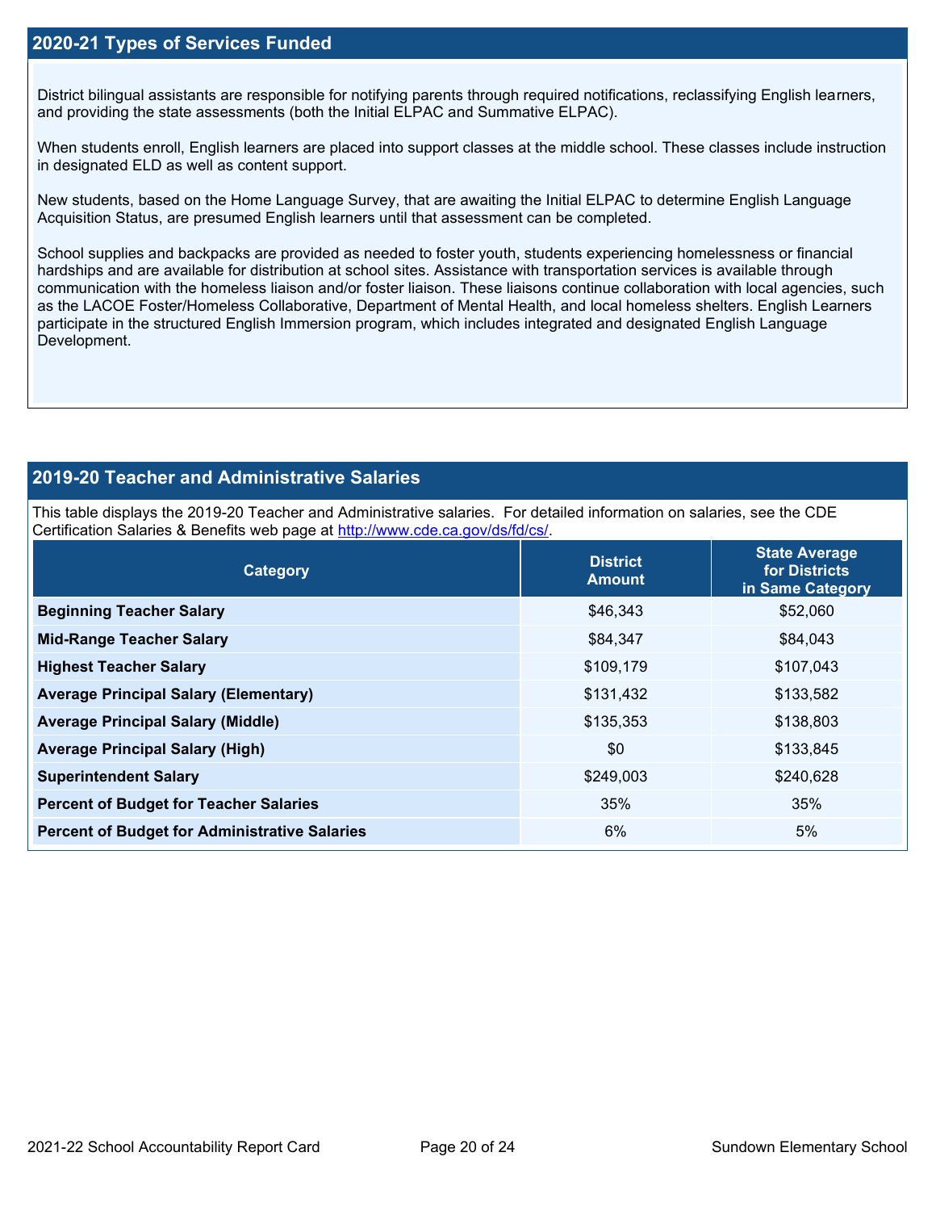## 2020-21 Types of Services Funded

District bilingual assistants are responsible for notifying parents through required notifications, reclassifying English learners, and providing the state assessments (both the Initial ELPAC and Summative ELPAC).

When students enroll, English learners are placed into support classes at the middle school. These classes include instruction in designated ELD as well as content support.

New students, based on the Home Language Survey, that are awaiting the Initial ELPAC to determine English Language Acquisition Status, are presumed English learners until that assessment can be completed.

School supplies and backpacks are provided as needed to foster youth, students experiencing homelessness or financial hardships and are available for distribution at school sites. Assistance with transportation services is available through communication with the homeless liaison and/or foster liaison. These liaisons continue collaboration with local agencies, such as the LACOE Foster/Homeless Collaborative, Department of Mental Health, and local homeless shelters. English Learners participate in the structured English Immersion program, which includes integrated and designated English Language Development.

## 2019-20 Teacher and Administrative Salaries

This table displays the 2019-20 Teacher and Administrative salaries. For detailed information on salaries, see the CDE Certification Salaries & Benefits web page at http://www.cde.ca.gov/ds/fd/cs/.

| Category | District Amount | State Average for Districts in Same Category |
|---|---|---|
| **Beginning Teacher Salary** | $46,343 | $52,060 |
| **Mid-Range Teacher Salary** | $84,347 | $84,043 |
| **Highest Teacher Salary** | $109,179 | $107,043 |
| **Average Principal Salary (Elementary)** | $131,432 | $133,582 |
| **Average Principal Salary (Middle)** | $135,353 | $138,803 |
| **Average Principal Salary (High)** | $0 | $133,845 |
| **Superintendent Salary** | $249,003 | $240,628 |
| **Percent of Budget for Teacher Salaries** | 35% | 35% |
| **Percent of Budget for Administrative Salaries** | 6% | 5% |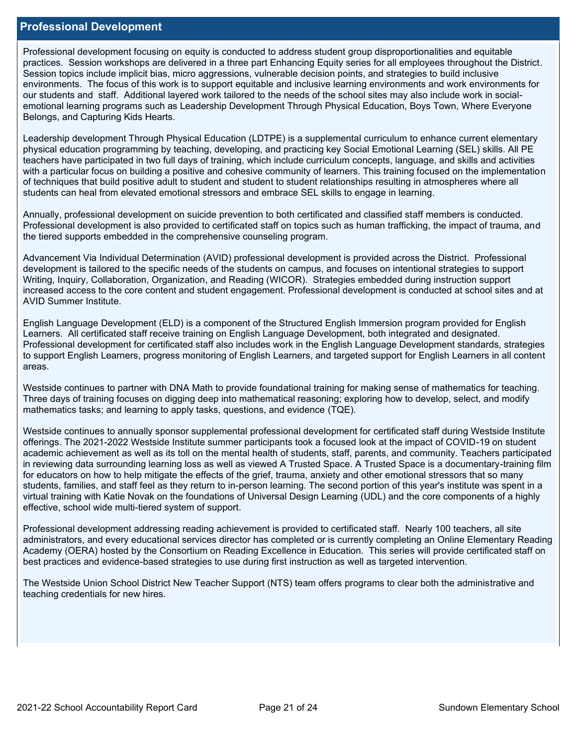## Professional Development

Professional development focusing on equity is conducted to address student group disproportionalities and equitable practices. Session workshops are delivered in a three part Enhancing Equity series for all employees throughout the District. Session topics include implicit bias, micro aggressions, vulnerable decision points, and strategies to build inclusive environments. The focus of this work is to support equitable and inclusive learning environments and work environments for our students and staff. Additional layered work tailored to the needs of the school sites may also include work in social-emotional learning programs such as Leadership Development Through Physical Education, Boys Town, Where Everyone Belongs, and Capturing Kids Hearts.

Leadership development Through Physical Education (LDTPE) is a supplemental curriculum to enhance current elementary physical education programming by teaching, developing, and practicing key Social Emotional Learning (SEL) skills. All PE teachers have participated in two full days of training, which include curriculum concepts, language, and skills and activities with a particular focus on building a positive and cohesive community of learners. This training focused on the implementation of techniques that build positive adult to student and student to student relationships resulting in atmospheres where all students can heal from elevated emotional stressors and embrace SEL skills to engage in learning.

Annually, professional development on suicide prevention to both certificated and classified staff members is conducted. Professional development is also provided to certificated staff on topics such as human trafficking, the impact of trauma, and the tiered supports embedded in the comprehensive counseling program.

Advancement Via Individual Determination (AVID) professional development is provided across the District. Professional development is tailored to the specific needs of the students on campus, and focuses on intentional strategies to support Writing, Inquiry, Collaboration, Organization, and Reading (WICOR). Strategies embedded during instruction support increased access to the core content and student engagement. Professional development is conducted at school sites and at AVID Summer Institute.

English Language Development (ELD) is a component of the Structured English Immersion program provided for English Learners. All certificated staff receive training on English Language Development, both integrated and designated. Professional development for certificated staff also includes work in the English Language Development standards, strategies to support English Learners, progress monitoring of English Learners, and targeted support for English Learners in all content areas.

Westside continues to partner with DNA Math to provide foundational training for making sense of mathematics for teaching. Three days of training focuses on digging deep into mathematical reasoning; exploring how to develop, select, and modify mathematics tasks; and learning to apply tasks, questions, and evidence (TQE).

Westside continues to annually sponsor supplemental professional development for certificated staff during Westside Institute offerings. The 2021-2022 Westside Institute summer participants took a focused look at the impact of COVID-19 on student academic achievement as well as its toll on the mental health of students, staff, parents, and community. Teachers participated in reviewing data surrounding learning loss as well as viewed A Trusted Space. A Trusted Space is a documentary-training film for educators on how to help mitigate the effects of the grief, trauma, anxiety and other emotional stressors that so many students, families, and staff feel as they return to in-person learning. The second portion of this year's institute was spent in a virtual training with Katie Novak on the foundations of Universal Design Learning (UDL) and the core components of a highly effective, school wide multi-tiered system of support.

Professional development addressing reading achievement is provided to certificated staff. Nearly 100 teachers, all site administrators, and every educational services director has completed or is currently completing an Online Elementary Reading Academy (OERA) hosted by the Consortium on Reading Excellence in Education. This series will provide certificated staff on best practices and evidence-based strategies to use during first instruction as well as targeted intervention.

The Westside Union School District New Teacher Support (NTS) team offers programs to clear both the administrative and teaching credentials for new hires.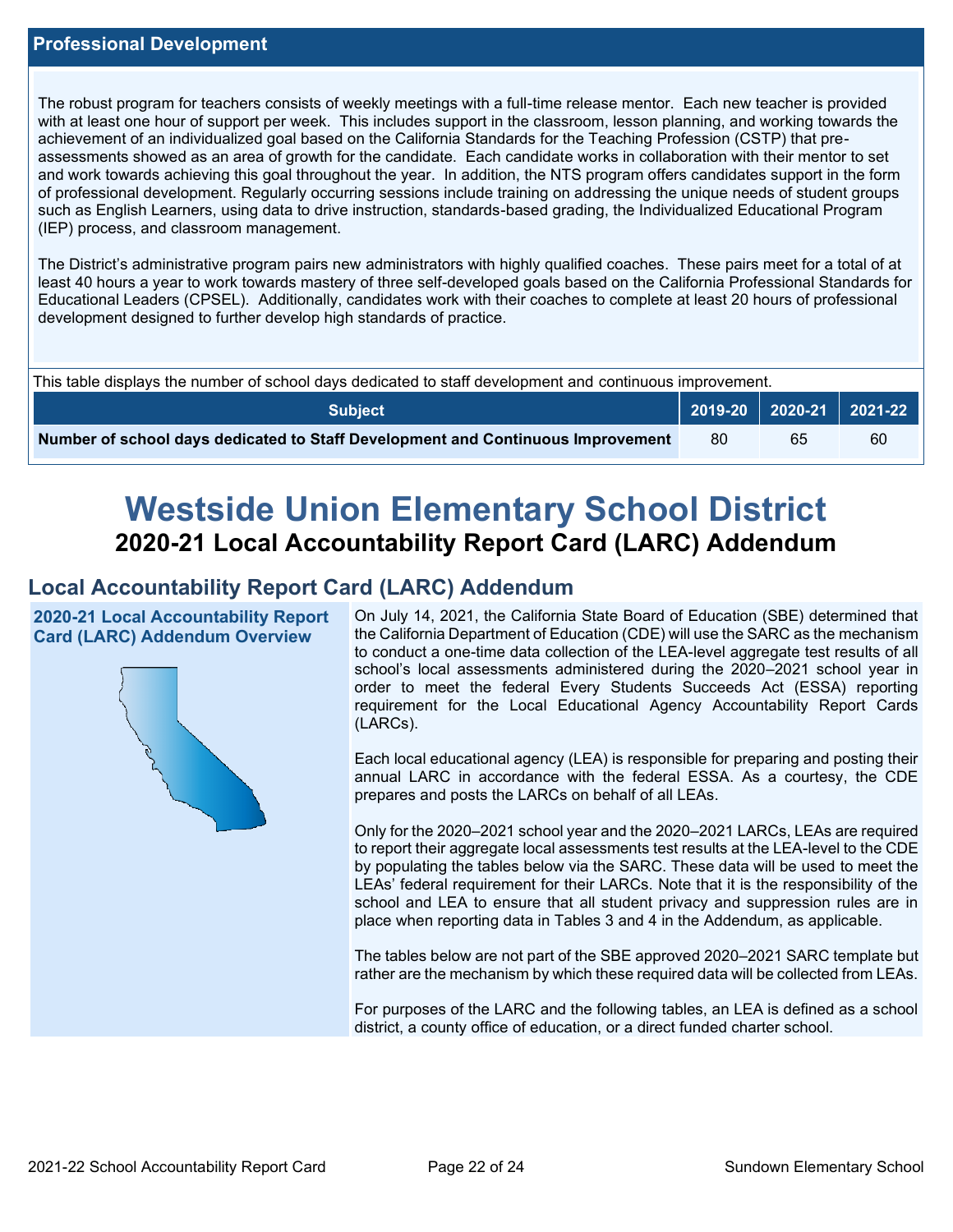## Professional Development

The robust program for teachers consists of weekly meetings with a full-time release mentor. Each new teacher is provided with at least one hour of support per week. This includes support in the classroom, lesson planning, and working towards the achievement of an individualized goal based on the California Standards for the Teaching Profession (CSTP) that pre-assessments showed as an area of growth for the candidate. Each candidate works in collaboration with their mentor to set and work towards achieving this goal throughout the year. In addition, the NTS program offers candidates support in the form of professional development. Regularly occurring sessions include training on addressing the unique needs of student groups such as English Learners, using data to drive instruction, standards-based grading, the Individualized Educational Program (IEP) process, and classroom management.

The District's administrative program pairs new administrators with highly qualified coaches. These pairs meet for a total of at least 40 hours a year to work towards mastery of three self-developed goals based on the California Professional Standards for Educational Leaders (CPSEL). Additionally, candidates work with their coaches to complete at least 20 hours of professional development designed to further develop high standards of practice.

This table displays the number of school days dedicated to staff development and continuous improvement.

| Subject | 2019-20 | 2020-21 | 2021-22 |
|---|---|---|---|
| Number of school days dedicated to Staff Development and Continuous Improvement | 80 | 65 | 60 |

# Westside Union Elementary School District

## 2020-21 Local Accountability Report Card (LARC) Addendum

## Local Accountability Report Card (LARC) Addendum

### 2020-21 Local Accountability Report Card (LARC) Addendum Overview

On July 14, 2021, the California State Board of Education (SBE) determined that the California Department of Education (CDE) will use the SARC as the mechanism to conduct a one-time data collection of the LEA-level aggregate test results of all school's local assessments administered during the 2020–2021 school year in order to meet the federal Every Students Succeeds Act (ESSA) reporting requirement for the Local Educational Agency Accountability Report Cards (LARCs).

Each local educational agency (LEA) is responsible for preparing and posting their annual LARC in accordance with the federal ESSA. As a courtesy, the CDE prepares and posts the LARCs on behalf of all LEAs.

Only for the 2020–2021 school year and the 2020–2021 LARCs, LEAs are required to report their aggregate local assessments test results at the LEA-level to the CDE by populating the tables below via the SARC. These data will be used to meet the LEAs' federal requirement for their LARCs. Note that it is the responsibility of the school and LEA to ensure that all student privacy and suppression rules are in place when reporting data in Tables 3 and 4 in the Addendum, as applicable.

The tables below are not part of the SBE approved 2020–2021 SARC template but rather are the mechanism by which these required data will be collected from LEAs.

For purposes of the LARC and the following tables, an LEA is defined as a school district, a county office of education, or a direct funded charter school.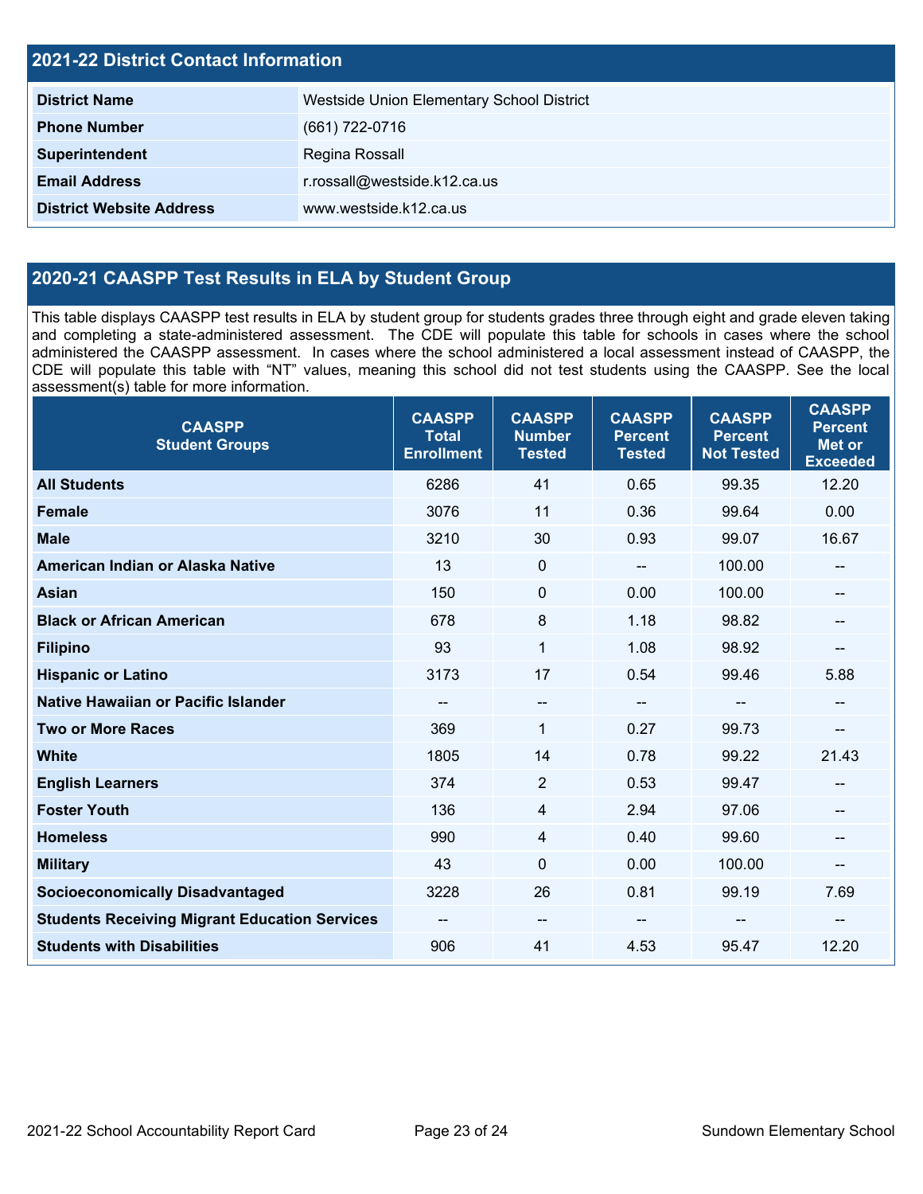## 2021-22 District Contact Information

| | |
|---|---|
| **District Name** | Westside Union Elementary School District |
| **Phone Number** | (661) 722-0716 |
| **Superintendent** | Regina Rossall |
| **Email Address** | r.rossall@westside.k12.ca.us |
| **District Website Address** | www.westside.k12.ca.us |

## 2020-21 CAASPP Test Results in ELA by Student Group

This table displays CAASPP test results in ELA by student group for students grades three through eight and grade eleven taking and completing a state-administered assessment. The CDE will populate this table for schools in cases where the school administered the CAASPP assessment. In cases where the school administered a local assessment instead of CAASPP, the CDE will populate this table with “NT” values, meaning this school did not test students using the CAASPP. See the local assessment(s) table for more information.

| CAASPP Student Groups | CAASPP Total Enrollment | CAASPP Number Tested | CAASPP Percent Tested | CAASPP Percent Not Tested | CAASPP Percent Met or Exceeded |
|---|---|---|---|---|---|
| **All Students** | 6286 | 41 | 0.65 | 99.35 | 12.20 |
| **Female** | 3076 | 11 | 0.36 | 99.64 | 0.00 |
| **Male** | 3210 | 30 | 0.93 | 99.07 | 16.67 |
| **American Indian or Alaska Native** | 13 | 0 | -- | 100.00 | -- |
| **Asian** | 150 | 0 | 0.00 | 100.00 | -- |
| **Black or African American** | 678 | 8 | 1.18 | 98.82 | -- |
| **Filipino** | 93 | 1 | 1.08 | 98.92 | -- |
| **Hispanic or Latino** | 3173 | 17 | 0.54 | 99.46 | 5.88 |
| **Native Hawaiian or Pacific Islander** | -- | -- | -- | -- | -- |
| **Two or More Races** | 369 | 1 | 0.27 | 99.73 | -- |
| **White** | 1805 | 14 | 0.78 | 99.22 | 21.43 |
| **English Learners** | 374 | 2 | 0.53 | 99.47 | -- |
| **Foster Youth** | 136 | 4 | 2.94 | 97.06 | -- |
| **Homeless** | 990 | 4 | 0.40 | 99.60 | -- |
| **Military** | 43 | 0 | 0.00 | 100.00 | -- |
| **Socioeconomically Disadvantaged** | 3228 | 26 | 0.81 | 99.19 | 7.69 |
| **Students Receiving Migrant Education Services** | -- | -- | -- | -- | -- |
| **Students with Disabilities** | 906 | 41 | 4.53 | 95.47 | 12.20 |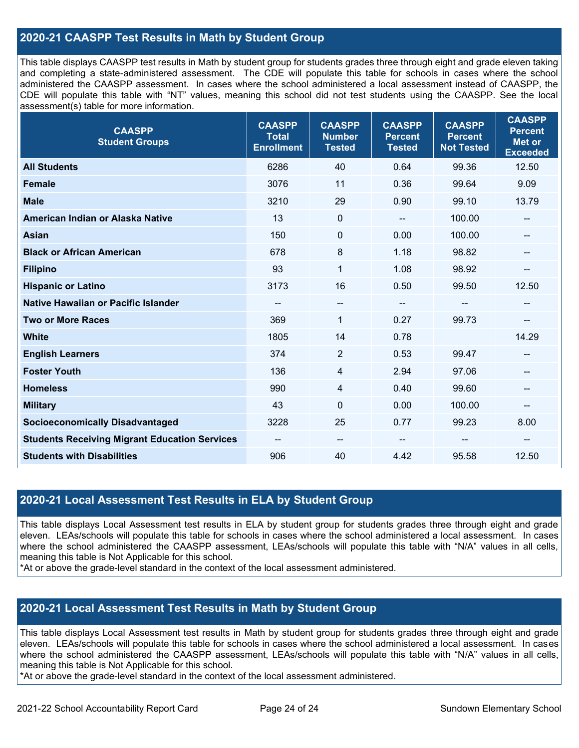## 2020-21 CAASPP Test Results in Math by Student Group

This table displays CAASPP test results in Math by student group for students grades three through eight and grade eleven taking and completing a state-administered assessment. The CDE will populate this table for schools in cases where the school administered the CAASPP assessment. In cases where the school administered a local assessment instead of CAASPP, the CDE will populate this table with "NT" values, meaning this school did not test students using the CAASPP. See the local assessment(s) table for more information.

| CAASPP Student Groups | CAASPP Total Enrollment | CAASPP Number Tested | CAASPP Percent Tested | CAASPP Percent Not Tested | CAASPP Percent Met or Exceeded |
|---|---|---|---|---|---|
| **All Students** | 6286 | 40 | 0.64 | 99.36 | 12.50 |
| **Female** | 3076 | 11 | 0.36 | 99.64 | 9.09 |
| **Male** | 3210 | 29 | 0.90 | 99.10 | 13.79 |
| **American Indian or Alaska Native** | 13 | 0 | -- | 100.00 | -- |
| **Asian** | 150 | 0 | 0.00 | 100.00 | -- |
| **Black or African American** | 678 | 8 | 1.18 | 98.82 | -- |
| **Filipino** | 93 | 1 | 1.08 | 98.92 | -- |
| **Hispanic or Latino** | 3173 | 16 | 0.50 | 99.50 | 12.50 |
| **Native Hawaiian or Pacific Islander** | -- | -- | -- | -- | -- |
| **Two or More Races** | 369 | 1 | 0.27 | 99.73 | -- |
| **White** | 1805 | 14 | 0.78 | | 14.29 |
| **English Learners** | 374 | 2 | 0.53 | 99.47 | -- |
| **Foster Youth** | 136 | 4 | 2.94 | 97.06 | -- |
| **Homeless** | 990 | 4 | 0.40 | 99.60 | -- |
| **Military** | 43 | 0 | 0.00 | 100.00 | -- |
| **Socioeconomically Disadvantaged** | 3228 | 25 | 0.77 | 99.23 | 8.00 |
| **Students Receiving Migrant Education Services** | -- | -- | -- | -- | -- |
| **Students with Disabilities** | 906 | 40 | 4.42 | 95.58 | 12.50 |

## 2020-21 Local Assessment Test Results in ELA by Student Group

This table displays Local Assessment test results in ELA by student group for students grades three through eight and grade eleven. LEAs/schools will populate this table for schools in cases where the school administered a local assessment. In cases where the school administered the CAASPP assessment, LEAs/schools will populate this table with "N/A" values in all cells, meaning this table is Not Applicable for this school.

*At or above the grade-level standard in the context of the local assessment administered.

## 2020-21 Local Assessment Test Results in Math by Student Group

This table displays Local Assessment test results in Math by student group for students grades three through eight and grade eleven. LEAs/schools will populate this table for schools in cases where the school administered a local assessment. In cases where the school administered the CAASPP assessment, LEAs/schools will populate this table with "N/A" values in all cells, meaning this table is Not Applicable for this school.

*At or above the grade-level standard in the context of the local assessment administered.